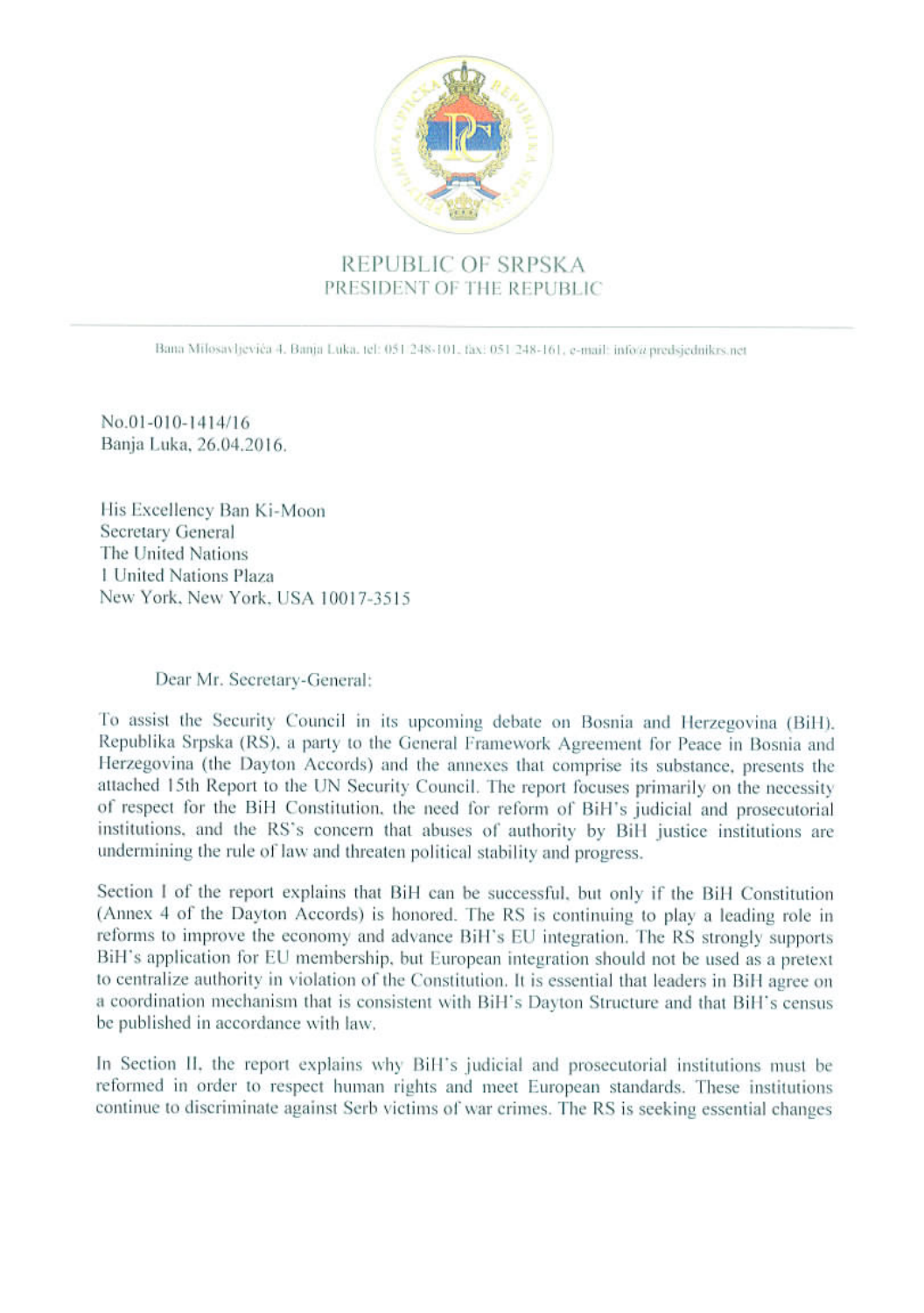# REPUBLIC OF SRPSKA
## PRESIDENT OF THE REPUBLIC

Bana Milosavljevića 4, Banja Luka, tel: 051/248-101, fax: 051/248-161, e-mail: info@predsjednikrs.net

No.01-010-1414/16
Banja Luka, 26.04.2016.

His Excellency Ban Ki-Moon
Secretary General
The United Nations
1 United Nations Plaza
New York, New York, USA 10017-3515

Dear Mr. Secretary-General:

To assist the Security Council in its upcoming debate on Bosnia and Herzegovina (BiH), Republika Srpska (RS), a party to the General Framework Agreement for Peace in Bosnia and Herzegovina (the Dayton Accords) and the annexes that comprise its substance, presents the attached 15th Report to the UN Security Council. The report focuses primarily on the necessity of respect for the BiH Constitution, the need for reform of BiH's judicial and prosecutorial institutions, and the RS's concern that abuses of authority by BiH justice institutions are undermining the rule of law and threaten political stability and progress.

Section I of the report explains that BiH can be successful, but only if the BiH Constitution (Annex 4 of the Dayton Accords) is honored. The RS is continuing to play a leading role in reforms to improve the economy and advance BiH's EU integration. The RS strongly supports BiH's application for EU membership, but European integration should not be used as a pretext to centralize authority in violation of the Constitution. It is essential that leaders in BiH agree on a coordination mechanism that is consistent with BiH's Dayton Structure and that BiH's census be published in accordance with law.

In Section II, the report explains why BiH's judicial and prosecutorial institutions must be reformed in order to respect human rights and meet European standards. These institutions continue to discriminate against Serb victims of war crimes. The RS is seeking essential changes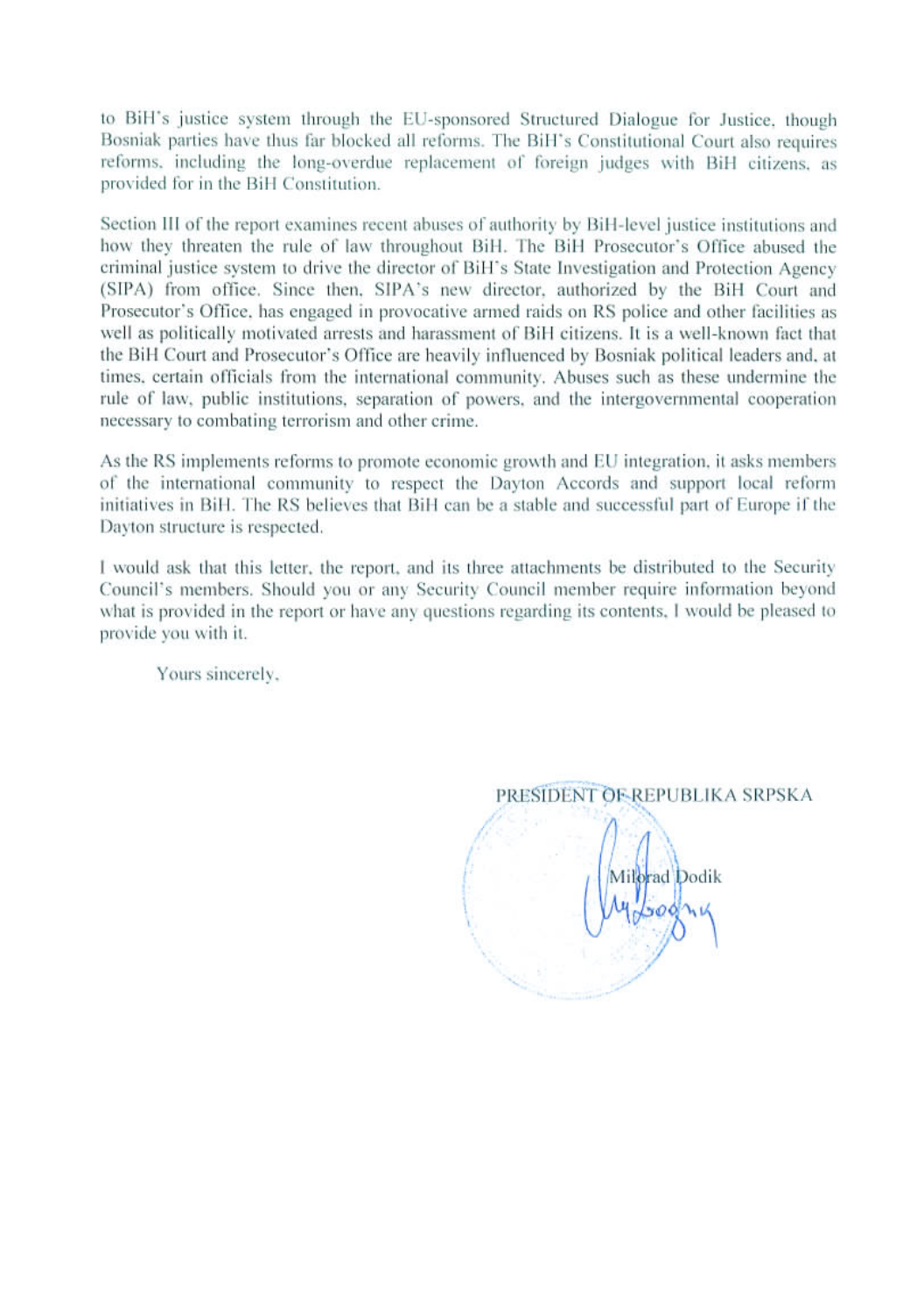to BiH's justice system through the EU-sponsored Structured Dialogue for Justice, though Bosniak parties have thus far blocked all reforms. The BiH's Constitutional Court also requires reforms, including the long-overdue replacement of foreign judges with BiH citizens, as provided for in the BiH Constitution.

Section III of the report examines recent abuses of authority by BiH-level justice institutions and how they threaten the rule of law throughout BiH. The BiH Prosecutor's Office abused the criminal justice system to drive the director of BiH's State Investigation and Protection Agency (SIPA) from office. Since then, SIPA's new director, authorized by the BiH Court and Prosecutor's Office, has engaged in provocative armed raids on RS police and other facilities as well as politically motivated arrests and harassment of BiH citizens. It is a well-known fact that the BiH Court and Prosecutor's Office are heavily influenced by Bosniak political leaders and, at times, certain officials from the international community. Abuses such as these undermine the rule of law, public institutions, separation of powers, and the intergovernmental cooperation necessary to combating terrorism and other crime.

As the RS implements reforms to promote economic growth and EU integration, it asks members of the international community to respect the Dayton Accords and support local reform initiatives in BiH. The RS believes that BiH can be a stable and successful part of Europe if the Dayton structure is respected.

I would ask that this letter, the report, and its three attachments be distributed to the Security Council's members. Should you or any Security Council member require information beyond what is provided in the report or have any questions regarding its contents, I would be pleased to provide you with it.

Yours sincerely,

PRESIDENT OF REPUBLIKA SRPSKA

Milorad Dodik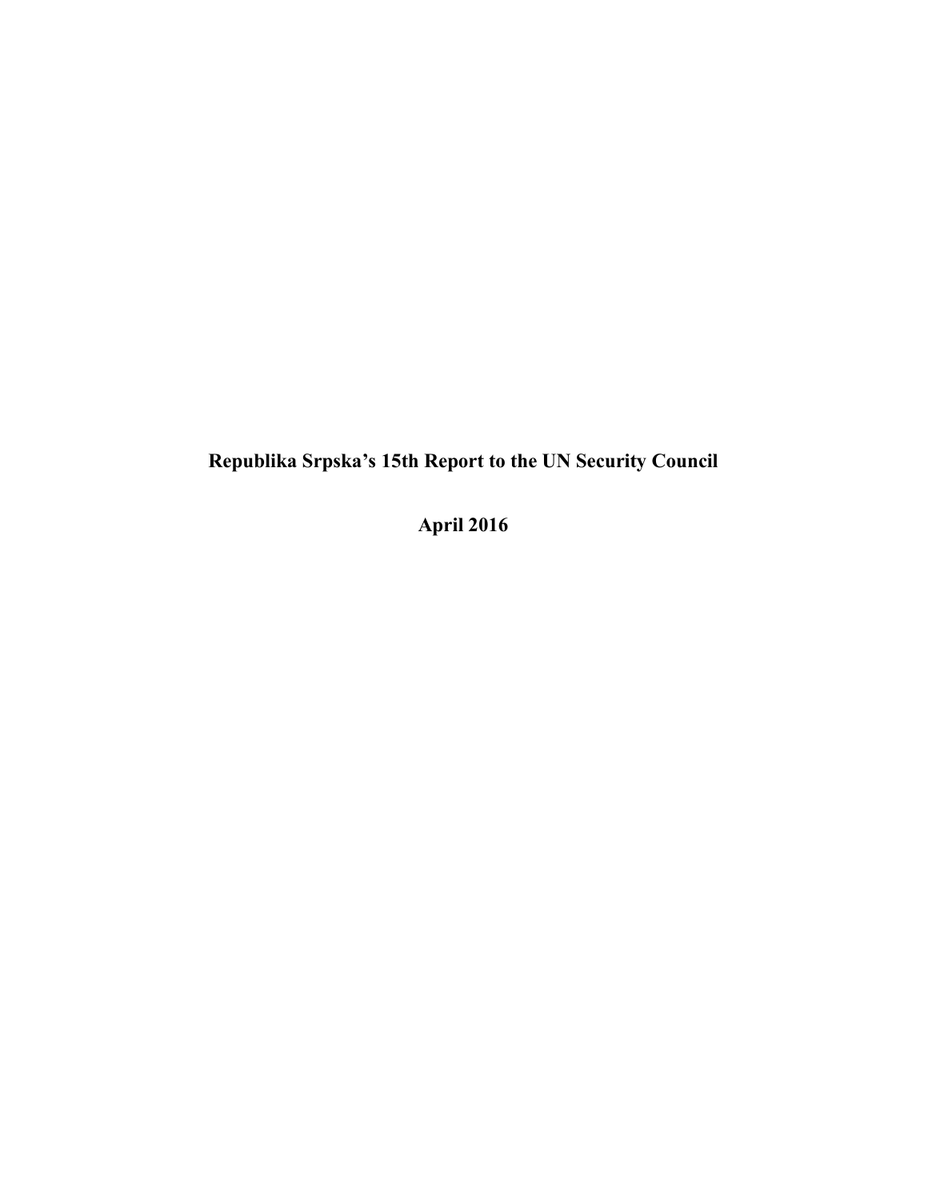# Republika Srpska's 15th Report to the UN Security Council

## April 2016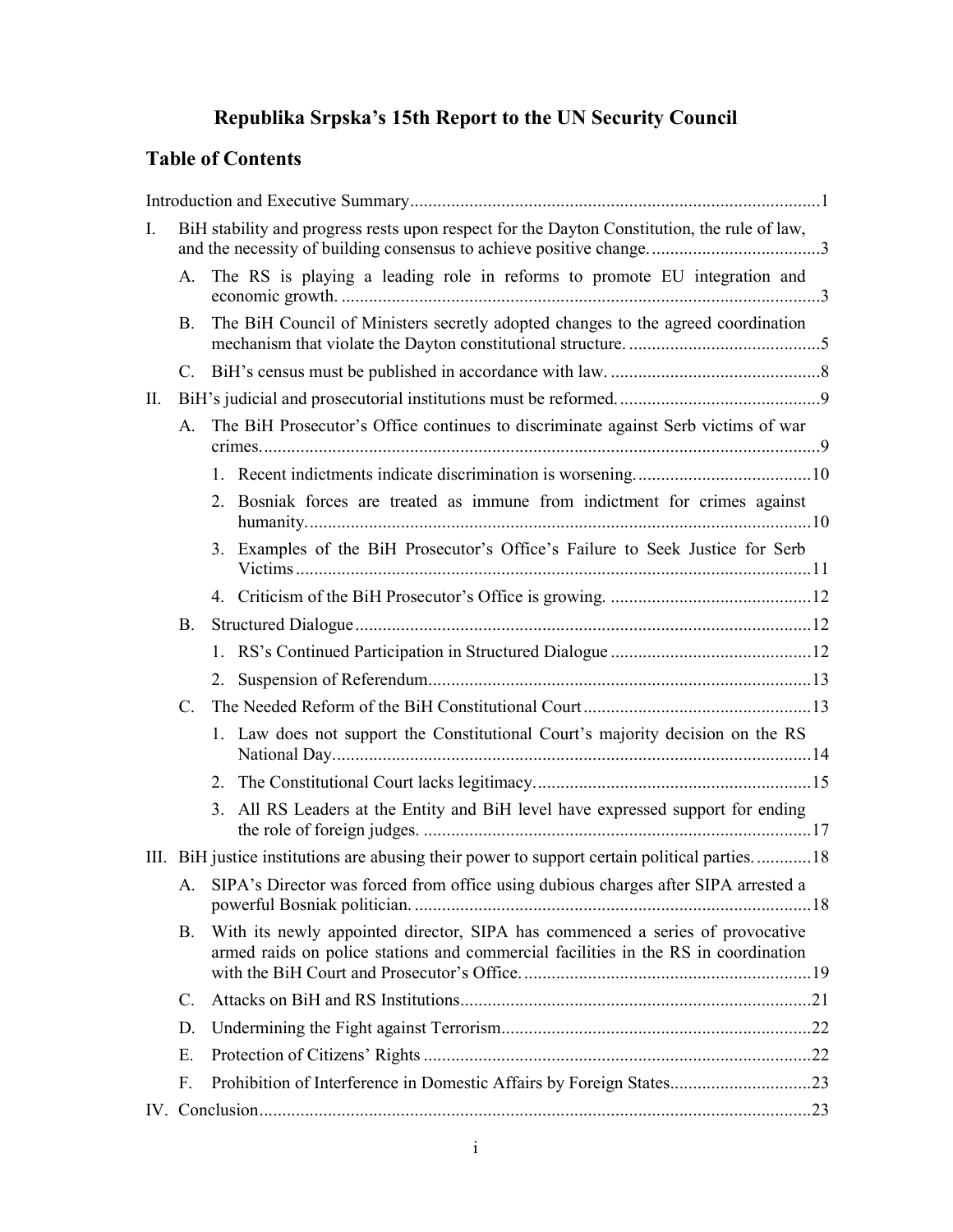# Republika Srpska's 15th Report to the UN Security Council

## Table of Contents

Introduction and Executive Summary .......... 1

I. BiH stability and progress rests upon respect for the Dayton Constitution, the rule of law, and the necessity of building consensus to achieve positive change. .......... 3

- A. The RS is playing a leading role in reforms to promote EU integration and economic growth. .......... 3
- B. The BiH Council of Ministers secretly adopted changes to the agreed coordination mechanism that violate the Dayton constitutional structure. .......... 5
- C. BiH's census must be published in accordance with law. .......... 8

II. BiH's judicial and prosecutorial institutions must be reformed. .......... 9

- A. The BiH Prosecutor's Office continues to discriminate against Serb victims of war crimes. .......... 9
  1. Recent indictments indicate discrimination is worsening. .......... 10
  2. Bosniak forces are treated as immune from indictment for crimes against humanity. .......... 10
  3. Examples of the BiH Prosecutor's Office's Failure to Seek Justice for Serb Victims .......... 11
  4. Criticism of the BiH Prosecutor's Office is growing. .......... 12
- B. Structured Dialogue .......... 12
  1. RS's Continued Participation in Structured Dialogue .......... 12
  2. Suspension of Referendum .......... 13
- C. The Needed Reform of the BiH Constitutional Court .......... 13
  1. Law does not support the Constitutional Court's majority decision on the RS National Day. .......... 14
  2. The Constitutional Court lacks legitimacy. .......... 15
  3. All RS Leaders at the Entity and BiH level have expressed support for ending the role of foreign judges. .......... 17

III. BiH justice institutions are abusing their power to support certain political parties. .......... 18

- A. SIPA's Director was forced from office using dubious charges after SIPA arrested a powerful Bosniak politician. .......... 18
- B. With its newly appointed director, SIPA has commenced a series of provocative armed raids on police stations and commercial facilities in the RS in coordination with the BiH Court and Prosecutor's Office. .......... 19
- C. Attacks on BiH and RS Institutions .......... 21
- D. Undermining the Fight against Terrorism .......... 22
- E. Protection of Citizens' Rights .......... 22
- F. Prohibition of Interference in Domestic Affairs by Foreign States .......... 23

IV. Conclusion .......... 23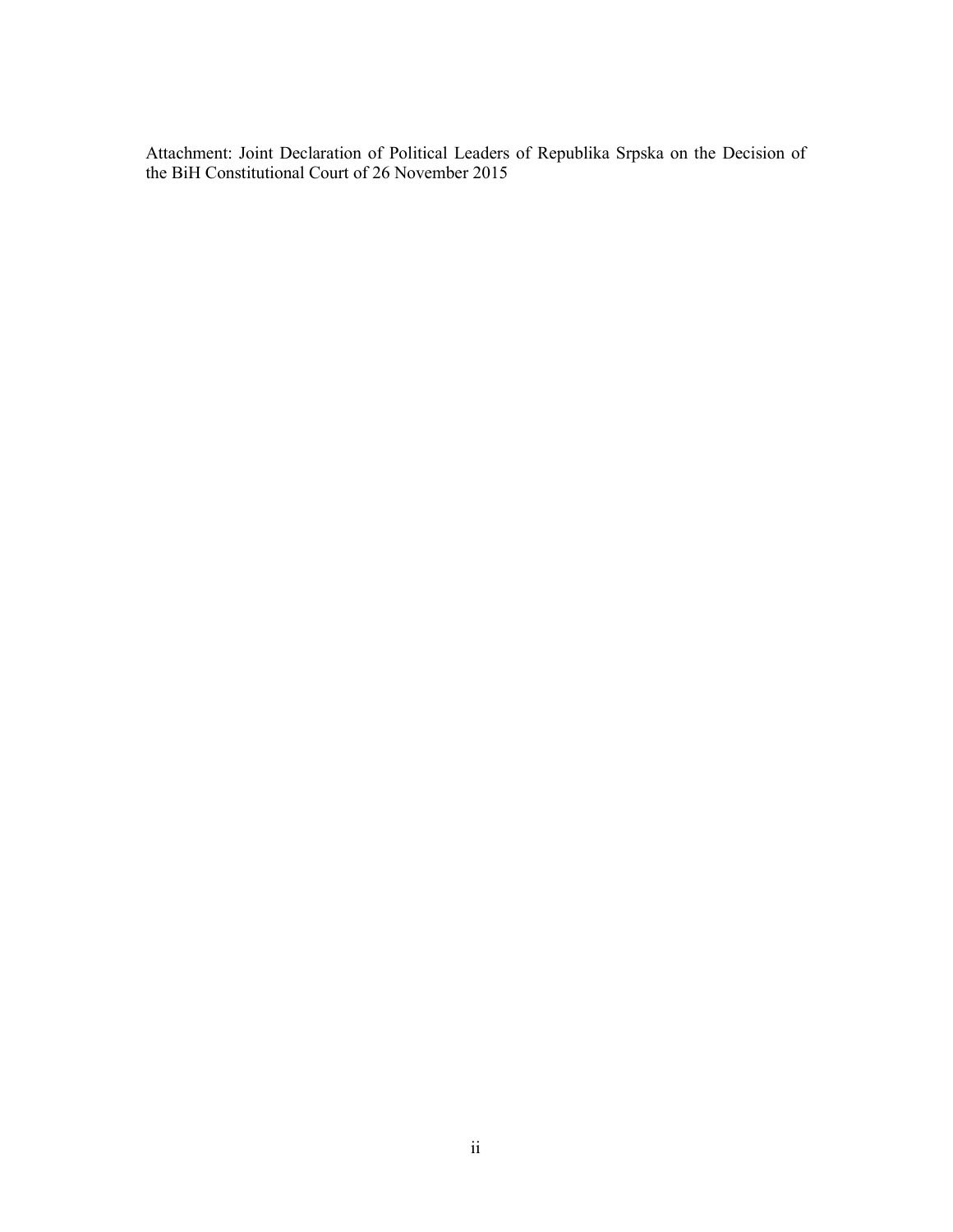Attachment: Joint Declaration of Political Leaders of Republika Srpska on the Decision of the BiH Constitutional Court of 26 November 2015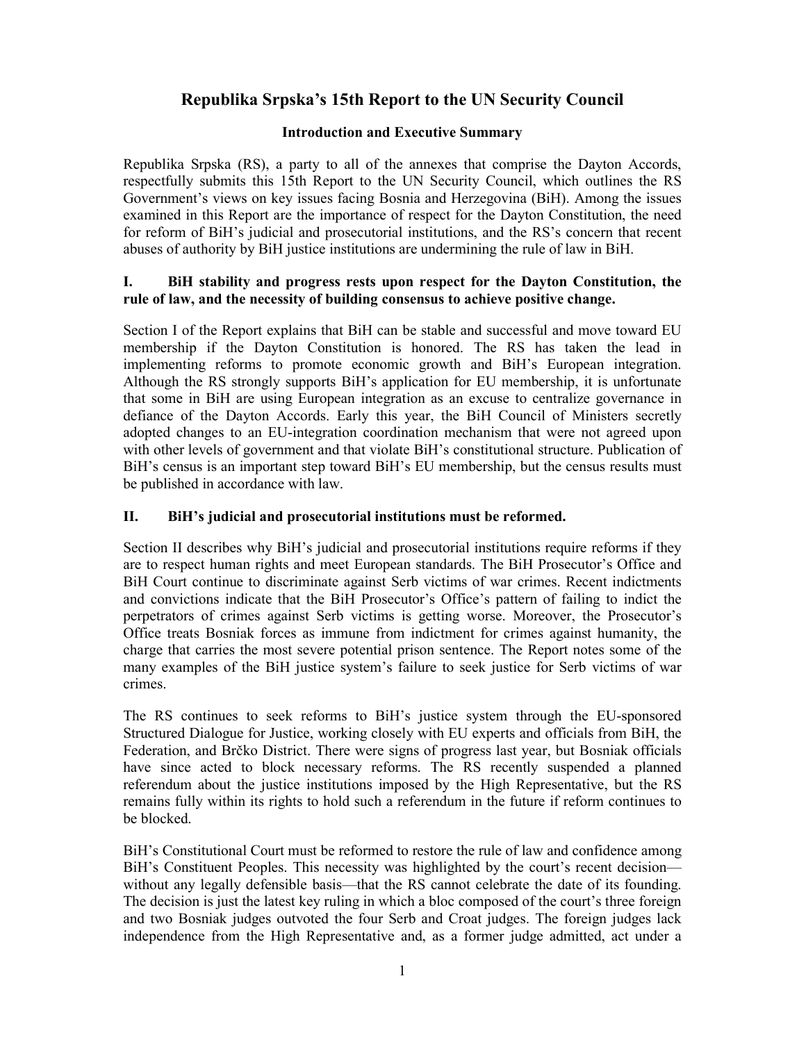# Republika Srpska's 15th Report to the UN Security Council

## Introduction and Executive Summary

Republika Srpska (RS), a party to all of the annexes that comprise the Dayton Accords, respectfully submits this 15th Report to the UN Security Council, which outlines the RS Government's views on key issues facing Bosnia and Herzegovina (BiH). Among the issues examined in this Report are the importance of respect for the Dayton Constitution, the need for reform of BiH's judicial and prosecutorial institutions, and the RS's concern that recent abuses of authority by BiH justice institutions are undermining the rule of law in BiH.

### I. BiH stability and progress rests upon respect for the Dayton Constitution, the rule of law, and the necessity of building consensus to achieve positive change.

Section I of the Report explains that BiH can be stable and successful and move toward EU membership if the Dayton Constitution is honored. The RS has taken the lead in implementing reforms to promote economic growth and BiH's European integration. Although the RS strongly supports BiH's application for EU membership, it is unfortunate that some in BiH are using European integration as an excuse to centralize governance in defiance of the Dayton Accords. Early this year, the BiH Council of Ministers secretly adopted changes to an EU-integration coordination mechanism that were not agreed upon with other levels of government and that violate BiH's constitutional structure. Publication of BiH's census is an important step toward BiH's EU membership, but the census results must be published in accordance with law.

### II. BiH's judicial and prosecutorial institutions must be reformed.

Section II describes why BiH's judicial and prosecutorial institutions require reforms if they are to respect human rights and meet European standards. The BiH Prosecutor's Office and BiH Court continue to discriminate against Serb victims of war crimes. Recent indictments and convictions indicate that the BiH Prosecutor's Office's pattern of failing to indict the perpetrators of crimes against Serb victims is getting worse. Moreover, the Prosecutor's Office treats Bosniak forces as immune from indictment for crimes against humanity, the charge that carries the most severe potential prison sentence. The Report notes some of the many examples of the BiH justice system's failure to seek justice for Serb victims of war crimes.

The RS continues to seek reforms to BiH's justice system through the EU-sponsored Structured Dialogue for Justice, working closely with EU experts and officials from BiH, the Federation, and Brčko District. There were signs of progress last year, but Bosniak officials have since acted to block necessary reforms. The RS recently suspended a planned referendum about the justice institutions imposed by the High Representative, but the RS remains fully within its rights to hold such a referendum in the future if reform continues to be blocked.

BiH's Constitutional Court must be reformed to restore the rule of law and confidence among BiH's Constituent Peoples. This necessity was highlighted by the court's recent decision—without any legally defensible basis—that the RS cannot celebrate the date of its founding. The decision is just the latest key ruling in which a bloc composed of the court's three foreign and two Bosniak judges outvoted the four Serb and Croat judges. The foreign judges lack independence from the High Representative and, as a former judge admitted, act under a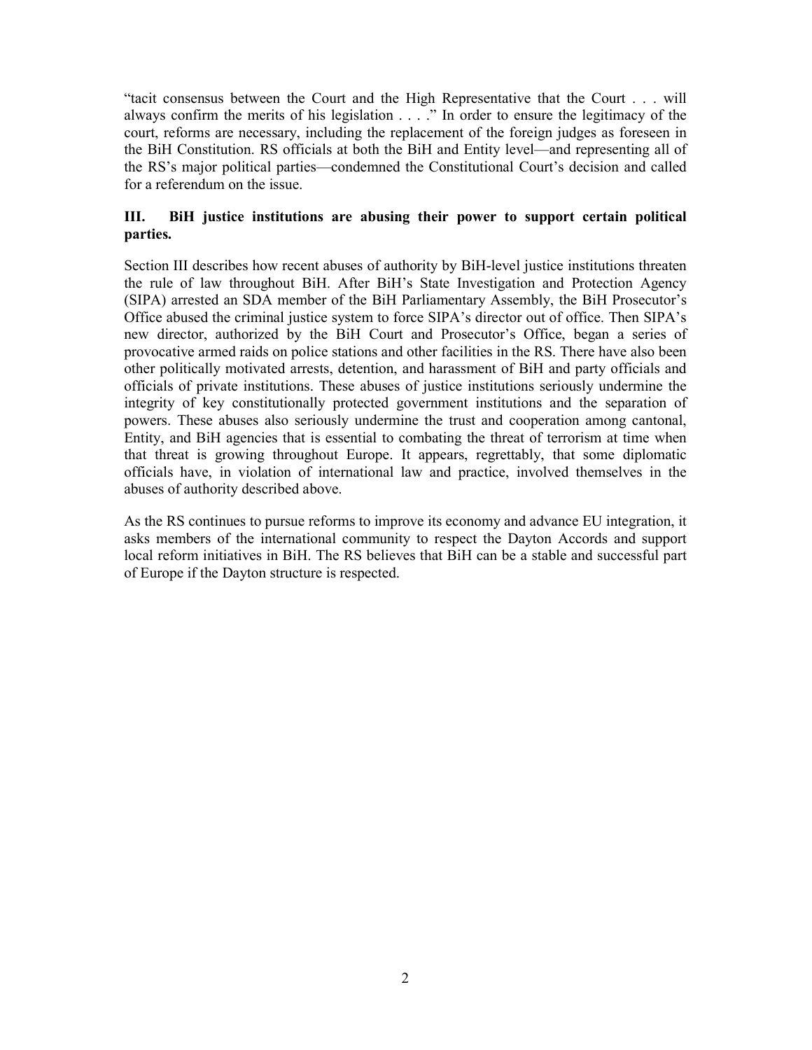"tacit consensus between the Court and the High Representative that the Court . . . will always confirm the merits of his legislation . . . ." In order to ensure the legitimacy of the court, reforms are necessary, including the replacement of the foreign judges as foreseen in the BiH Constitution. RS officials at both the BiH and Entity level—and representing all of the RS's major political parties—condemned the Constitutional Court's decision and called for a referendum on the issue.

## III. BiH justice institutions are abusing their power to support certain political parties.

Section III describes how recent abuses of authority by BiH-level justice institutions threaten the rule of law throughout BiH. After BiH's State Investigation and Protection Agency (SIPA) arrested an SDA member of the BiH Parliamentary Assembly, the BiH Prosecutor's Office abused the criminal justice system to force SIPA's director out of office. Then SIPA's new director, authorized by the BiH Court and Prosecutor's Office, began a series of provocative armed raids on police stations and other facilities in the RS. There have also been other politically motivated arrests, detention, and harassment of BiH and party officials and officials of private institutions. These abuses of justice institutions seriously undermine the integrity of key constitutionally protected government institutions and the separation of powers. These abuses also seriously undermine the trust and cooperation among cantonal, Entity, and BiH agencies that is essential to combating the threat of terrorism at time when that threat is growing throughout Europe. It appears, regrettably, that some diplomatic officials have, in violation of international law and practice, involved themselves in the abuses of authority described above.

As the RS continues to pursue reforms to improve its economy and advance EU integration, it asks members of the international community to respect the Dayton Accords and support local reform initiatives in BiH. The RS believes that BiH can be a stable and successful part of Europe if the Dayton structure is respected.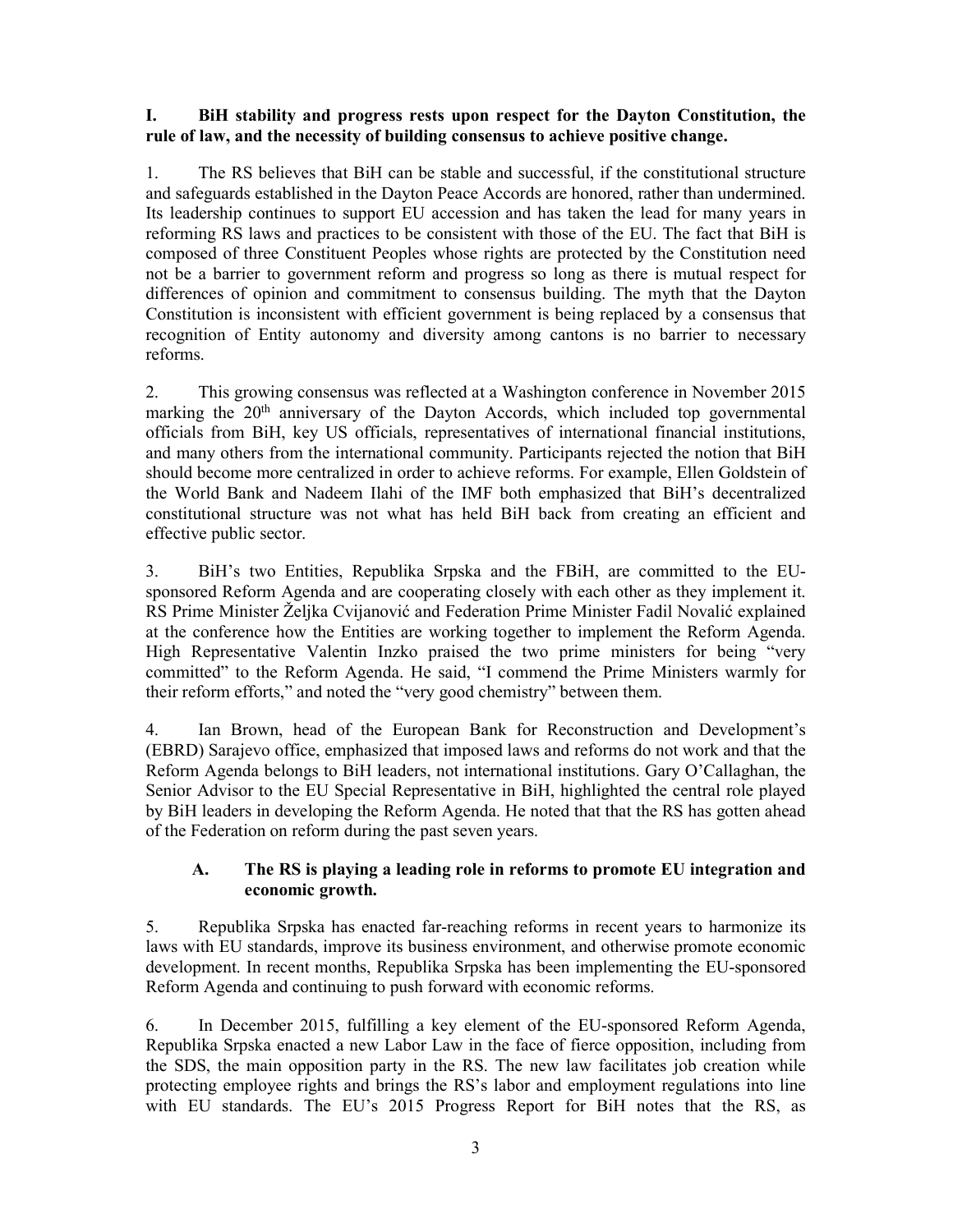## I. BiH stability and progress rests upon respect for the Dayton Constitution, the rule of law, and the necessity of building consensus to achieve positive change.

1. The RS believes that BiH can be stable and successful, if the constitutional structure and safeguards established in the Dayton Peace Accords are honored, rather than undermined. Its leadership continues to support EU accession and has taken the lead for many years in reforming RS laws and practices to be consistent with those of the EU. The fact that BiH is composed of three Constituent Peoples whose rights are protected by the Constitution need not be a barrier to government reform and progress so long as there is mutual respect for differences of opinion and commitment to consensus building. The myth that the Dayton Constitution is inconsistent with efficient government is being replaced by a consensus that recognition of Entity autonomy and diversity among cantons is no barrier to necessary reforms.

2. This growing consensus was reflected at a Washington conference in November 2015 marking the 20th anniversary of the Dayton Accords, which included top governmental officials from BiH, key US officials, representatives of international financial institutions, and many others from the international community. Participants rejected the notion that BiH should become more centralized in order to achieve reforms. For example, Ellen Goldstein of the World Bank and Nadeem Ilahi of the IMF both emphasized that BiH's decentralized constitutional structure was not what has held BiH back from creating an efficient and effective public sector.

3. BiH's two Entities, Republika Srpska and the FBiH, are committed to the EU-sponsored Reform Agenda and are cooperating closely with each other as they implement it. RS Prime Minister Željka Cvijanović and Federation Prime Minister Fadil Novalić explained at the conference how the Entities are working together to implement the Reform Agenda. High Representative Valentin Inzko praised the two prime ministers for being "very committed" to the Reform Agenda. He said, "I commend the Prime Ministers warmly for their reform efforts," and noted the "very good chemistry" between them.

4. Ian Brown, head of the European Bank for Reconstruction and Development's (EBRD) Sarajevo office, emphasized that imposed laws and reforms do not work and that the Reform Agenda belongs to BiH leaders, not international institutions. Gary O'Callaghan, the Senior Advisor to the EU Special Representative in BiH, highlighted the central role played by BiH leaders in developing the Reform Agenda. He noted that that the RS has gotten ahead of the Federation on reform during the past seven years.

### A. The RS is playing a leading role in reforms to promote EU integration and economic growth.

5. Republika Srpska has enacted far-reaching reforms in recent years to harmonize its laws with EU standards, improve its business environment, and otherwise promote economic development. In recent months, Republika Srpska has been implementing the EU-sponsored Reform Agenda and continuing to push forward with economic reforms.

6. In December 2015, fulfilling a key element of the EU-sponsored Reform Agenda, Republika Srpska enacted a new Labor Law in the face of fierce opposition, including from the SDS, the main opposition party in the RS. The new law facilitates job creation while protecting employee rights and brings the RS's labor and employment regulations into line with EU standards. The EU's 2015 Progress Report for BiH notes that the RS, as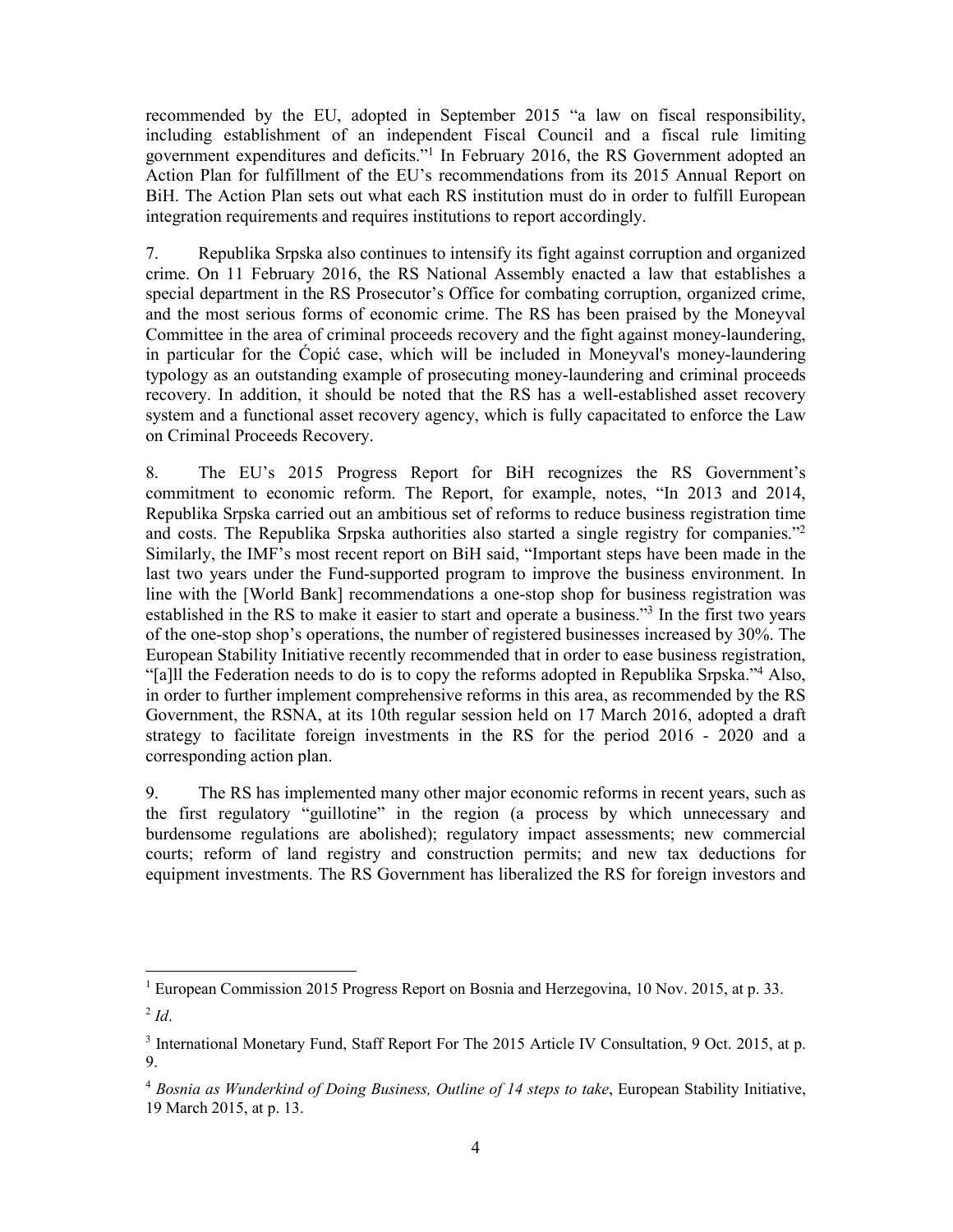recommended by the EU, adopted in September 2015 "a law on fiscal responsibility, including establishment of an independent Fiscal Council and a fiscal rule limiting government expenditures and deficits."[1] In February 2016, the RS Government adopted an Action Plan for fulfillment of the EU's recommendations from its 2015 Annual Report on BiH. The Action Plan sets out what each RS institution must do in order to fulfill European integration requirements and requires institutions to report accordingly.

7. Republika Srpska also continues to intensify its fight against corruption and organized crime. On 11 February 2016, the RS National Assembly enacted a law that establishes a special department in the RS Prosecutor's Office for combating corruption, organized crime, and the most serious forms of economic crime. The RS has been praised by the Moneyval Committee in the area of criminal proceeds recovery and the fight against money-laundering, in particular for the Ćopić case, which will be included in Moneyval's money-laundering typology as an outstanding example of prosecuting money-laundering and criminal proceeds recovery. In addition, it should be noted that the RS has a well-established asset recovery system and a functional asset recovery agency, which is fully capacitated to enforce the Law on Criminal Proceeds Recovery.

8. The EU's 2015 Progress Report for BiH recognizes the RS Government's commitment to economic reform. The Report, for example, notes, "In 2013 and 2014, Republika Srpska carried out an ambitious set of reforms to reduce business registration time and costs. The Republika Srpska authorities also started a single registry for companies."[2] Similarly, the IMF's most recent report on BiH said, "Important steps have been made in the last two years under the Fund-supported program to improve the business environment. In line with the [World Bank] recommendations a one-stop shop for business registration was established in the RS to make it easier to start and operate a business."[3] In the first two years of the one-stop shop's operations, the number of registered businesses increased by 30%. The European Stability Initiative recently recommended that in order to ease business registration, "[a]ll the Federation needs to do is to copy the reforms adopted in Republika Srpska."[4] Also, in order to further implement comprehensive reforms in this area, as recommended by the RS Government, the RSNA, at its 10th regular session held on 17 March 2016, adopted a draft strategy to facilitate foreign investments in the RS for the period 2016 - 2020 and a corresponding action plan.

9. The RS has implemented many other major economic reforms in recent years, such as the first regulatory "guillotine" in the region (a process by which unnecessary and burdensome regulations are abolished); regulatory impact assessments; new commercial courts; reform of land registry and construction permits; and new tax deductions for equipment investments. The RS Government has liberalized the RS for foreign investors and

---

[1] European Commission 2015 Progress Report on Bosnia and Herzegovina, 10 Nov. 2015, at p. 33.

[2] *Id*.

[3] International Monetary Fund, Staff Report For The 2015 Article IV Consultation, 9 Oct. 2015, at p. 9.

[4] *Bosnia as Wunderkind of Doing Business, Outline of 14 steps to take*, European Stability Initiative, 19 March 2015, at p. 13.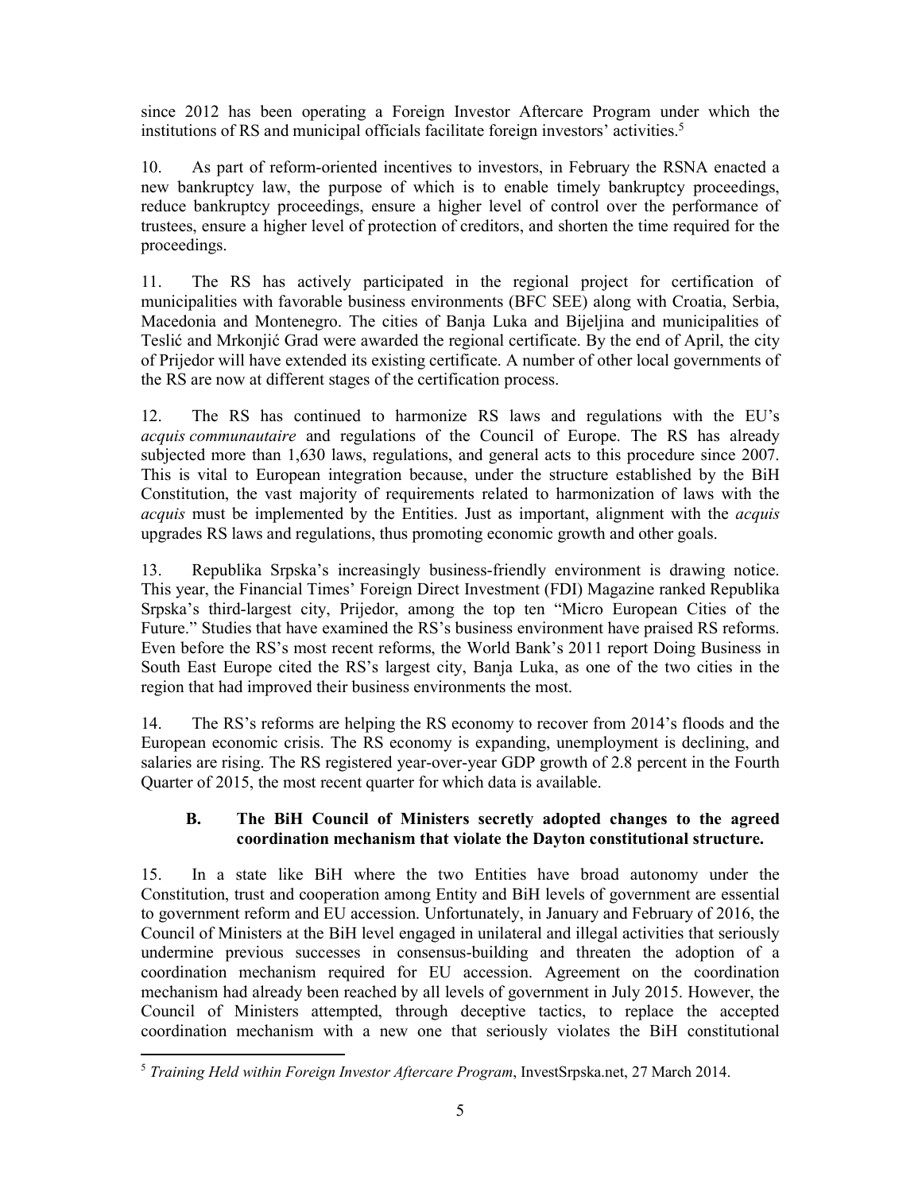since 2012 has been operating a Foreign Investor Aftercare Program under which the institutions of RS and municipal officials facilitate foreign investors' activities.[5]

10. As part of reform-oriented incentives to investors, in February the RSNA enacted a new bankruptcy law, the purpose of which is to enable timely bankruptcy proceedings, reduce bankruptcy proceedings, ensure a higher level of control over the performance of trustees, ensure a higher level of protection of creditors, and shorten the time required for the proceedings.

11. The RS has actively participated in the regional project for certification of municipalities with favorable business environments (BFC SEE) along with Croatia, Serbia, Macedonia and Montenegro. The cities of Banja Luka and Bijeljina and municipalities of Teslić and Mrkonjić Grad were awarded the regional certificate. By the end of April, the city of Prijedor will have extended its existing certificate. A number of other local governments of the RS are now at different stages of the certification process.

12. The RS has continued to harmonize RS laws and regulations with the EU's *acquis communautaire* and regulations of the Council of Europe. The RS has already subjected more than 1,630 laws, regulations, and general acts to this procedure since 2007. This is vital to European integration because, under the structure established by the BiH Constitution, the vast majority of requirements related to harmonization of laws with the *acquis* must be implemented by the Entities. Just as important, alignment with the *acquis* upgrades RS laws and regulations, thus promoting economic growth and other goals.

13. Republika Srpska's increasingly business-friendly environment is drawing notice. This year, the Financial Times' Foreign Direct Investment (FDI) Magazine ranked Republika Srpska's third-largest city, Prijedor, among the top ten "Micro European Cities of the Future." Studies that have examined the RS's business environment have praised RS reforms. Even before the RS's most recent reforms, the World Bank's 2011 report Doing Business in South East Europe cited the RS's largest city, Banja Luka, as one of the two cities in the region that had improved their business environments the most.

14. The RS's reforms are helping the RS economy to recover from 2014's floods and the European economic crisis. The RS economy is expanding, unemployment is declining, and salaries are rising. The RS registered year-over-year GDP growth of 2.8 percent in the Fourth Quarter of 2015, the most recent quarter for which data is available.

### B. The BiH Council of Ministers secretly adopted changes to the agreed coordination mechanism that violate the Dayton constitutional structure.

15. In a state like BiH where the two Entities have broad autonomy under the Constitution, trust and cooperation among Entity and BiH levels of government are essential to government reform and EU accession. Unfortunately, in January and February of 2016, the Council of Ministers at the BiH level engaged in unilateral and illegal activities that seriously undermine previous successes in consensus-building and threaten the adoption of a coordination mechanism required for EU accession. Agreement on the coordination mechanism had already been reached by all levels of government in July 2015. However, the Council of Ministers attempted, through deceptive tactics, to replace the accepted coordination mechanism with a new one that seriously violates the BiH constitutional

---

[5] *Training Held within Foreign Investor Aftercare Program*, InvestSrpska.net, 27 March 2014.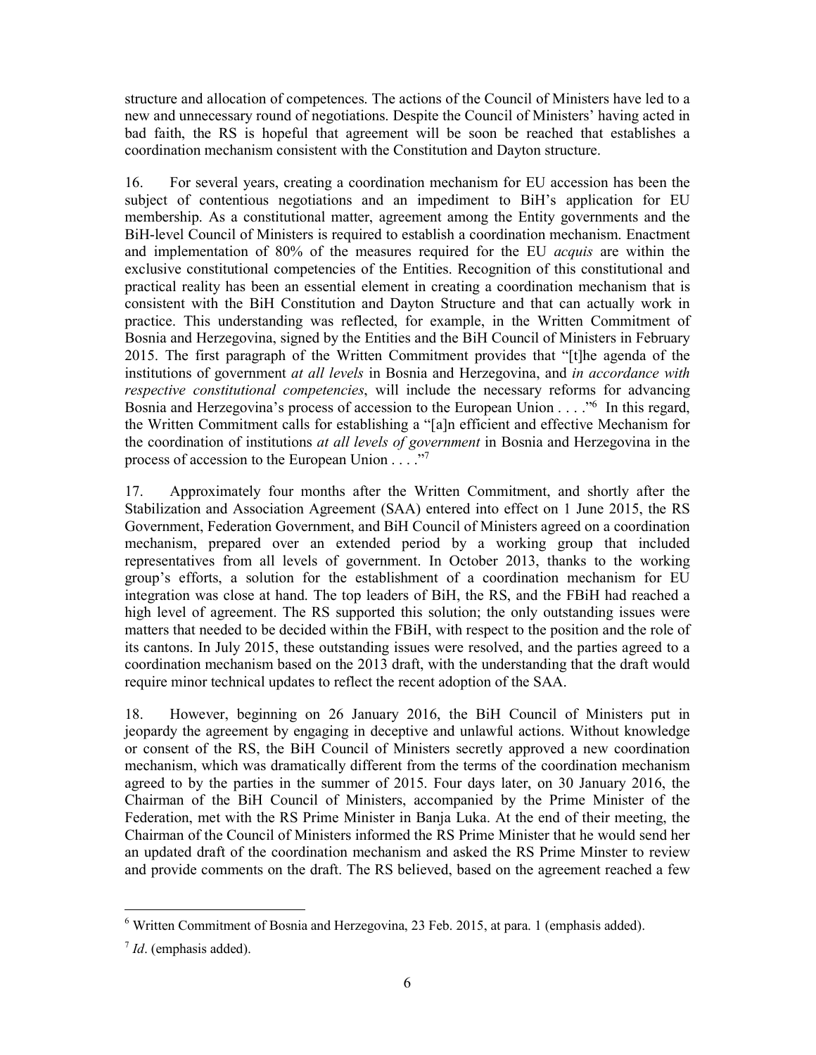structure and allocation of competences. The actions of the Council of Ministers have led to a new and unnecessary round of negotiations. Despite the Council of Ministers' having acted in bad faith, the RS is hopeful that agreement will be soon be reached that establishes a coordination mechanism consistent with the Constitution and Dayton structure.

16. For several years, creating a coordination mechanism for EU accession has been the subject of contentious negotiations and an impediment to BiH's application for EU membership. As a constitutional matter, agreement among the Entity governments and the BiH-level Council of Ministers is required to establish a coordination mechanism. Enactment and implementation of 80% of the measures required for the EU *acquis* are within the exclusive constitutional competencies of the Entities. Recognition of this constitutional and practical reality has been an essential element in creating a coordination mechanism that is consistent with the BiH Constitution and Dayton Structure and that can actually work in practice. This understanding was reflected, for example, in the Written Commitment of Bosnia and Herzegovina, signed by the Entities and the BiH Council of Ministers in February 2015. The first paragraph of the Written Commitment provides that "[t]he agenda of the institutions of government *at all levels* in Bosnia and Herzegovina, and *in accordance with respective constitutional competencies*, will include the necessary reforms for advancing Bosnia and Herzegovina's process of accession to the European Union . . . ."[6] In this regard, the Written Commitment calls for establishing a "[a]n efficient and effective Mechanism for the coordination of institutions *at all levels of government* in Bosnia and Herzegovina in the process of accession to the European Union . . . ."[7]

17. Approximately four months after the Written Commitment, and shortly after the Stabilization and Association Agreement (SAA) entered into effect on 1 June 2015, the RS Government, Federation Government, and BiH Council of Ministers agreed on a coordination mechanism, prepared over an extended period by a working group that included representatives from all levels of government. In October 2013, thanks to the working group's efforts, a solution for the establishment of a coordination mechanism for EU integration was close at hand. The top leaders of BiH, the RS, and the FBiH had reached a high level of agreement. The RS supported this solution; the only outstanding issues were matters that needed to be decided within the FBiH, with respect to the position and the role of its cantons. In July 2015, these outstanding issues were resolved, and the parties agreed to a coordination mechanism based on the 2013 draft, with the understanding that the draft would require minor technical updates to reflect the recent adoption of the SAA.

18. However, beginning on 26 January 2016, the BiH Council of Ministers put in jeopardy the agreement by engaging in deceptive and unlawful actions. Without knowledge or consent of the RS, the BiH Council of Ministers secretly approved a new coordination mechanism, which was dramatically different from the terms of the coordination mechanism agreed to by the parties in the summer of 2015. Four days later, on 30 January 2016, the Chairman of the BiH Council of Ministers, accompanied by the Prime Minister of the Federation, met with the RS Prime Minister in Banja Luka. At the end of their meeting, the Chairman of the Council of Ministers informed the RS Prime Minister that he would send her an updated draft of the coordination mechanism and asked the RS Prime Minster to review and provide comments on the draft. The RS believed, based on the agreement reached a few

---

[6] Written Commitment of Bosnia and Herzegovina, 23 Feb. 2015, at para. 1 (emphasis added).

[7] *Id*. (emphasis added).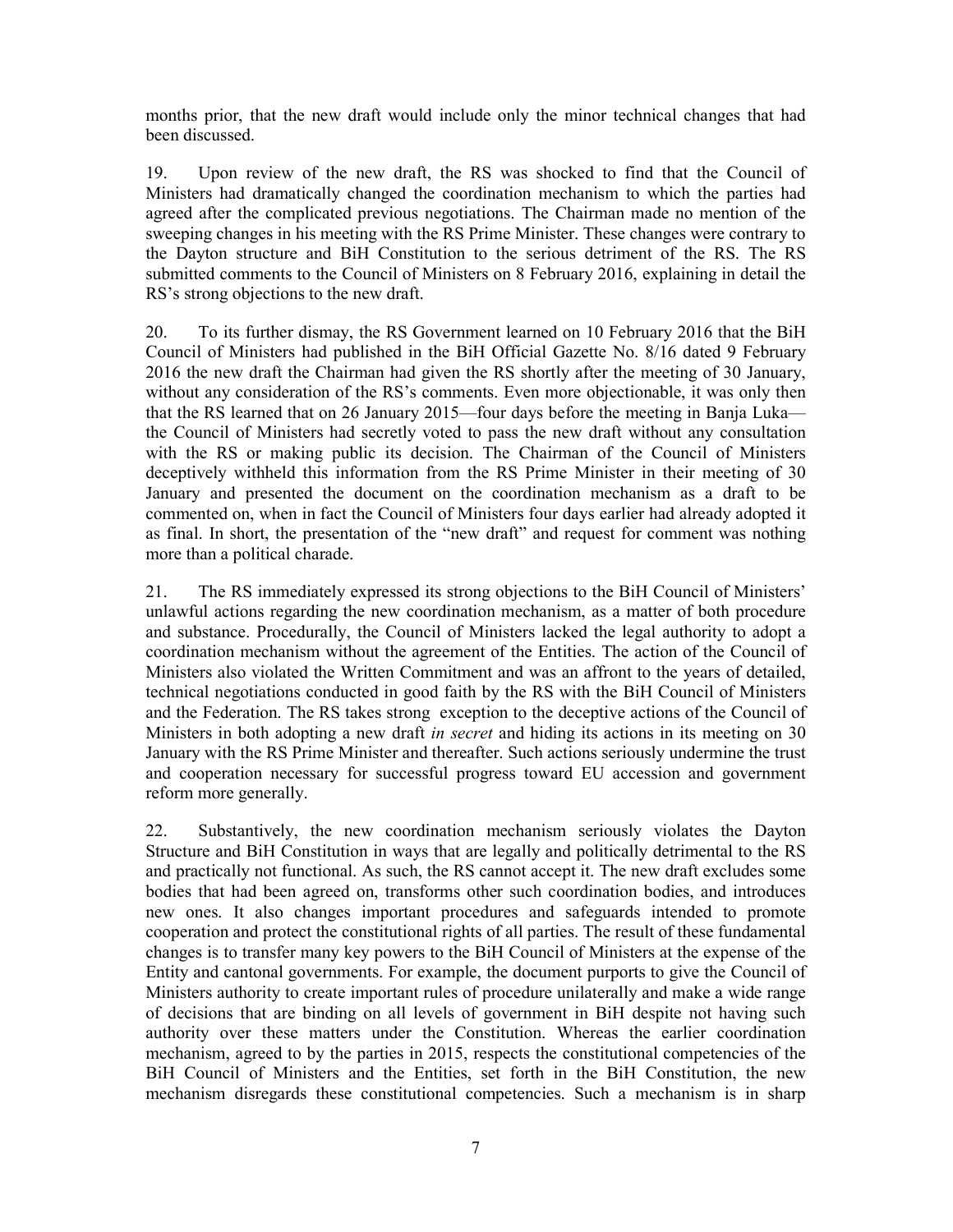months prior, that the new draft would include only the minor technical changes that had been discussed.

19. Upon review of the new draft, the RS was shocked to find that the Council of Ministers had dramatically changed the coordination mechanism to which the parties had agreed after the complicated previous negotiations. The Chairman made no mention of the sweeping changes in his meeting with the RS Prime Minister. These changes were contrary to the Dayton structure and BiH Constitution to the serious detriment of the RS. The RS submitted comments to the Council of Ministers on 8 February 2016, explaining in detail the RS's strong objections to the new draft.

20. To its further dismay, the RS Government learned on 10 February 2016 that the BiH Council of Ministers had published in the BiH Official Gazette No. 8/16 dated 9 February 2016 the new draft the Chairman had given the RS shortly after the meeting of 30 January, without any consideration of the RS's comments. Even more objectionable, it was only then that the RS learned that on 26 January 2015—four days before the meeting in Banja Luka—the Council of Ministers had secretly voted to pass the new draft without any consultation with the RS or making public its decision. The Chairman of the Council of Ministers deceptively withheld this information from the RS Prime Minister in their meeting of 30 January and presented the document on the coordination mechanism as a draft to be commented on, when in fact the Council of Ministers four days earlier had already adopted it as final. In short, the presentation of the "new draft" and request for comment was nothing more than a political charade.

21. The RS immediately expressed its strong objections to the BiH Council of Ministers' unlawful actions regarding the new coordination mechanism, as a matter of both procedure and substance. Procedurally, the Council of Ministers lacked the legal authority to adopt a coordination mechanism without the agreement of the Entities. The action of the Council of Ministers also violated the Written Commitment and was an affront to the years of detailed, technical negotiations conducted in good faith by the RS with the BiH Council of Ministers and the Federation. The RS takes strong exception to the deceptive actions of the Council of Ministers in both adopting a new draft *in secret* and hiding its actions in its meeting on 30 January with the RS Prime Minister and thereafter. Such actions seriously undermine the trust and cooperation necessary for successful progress toward EU accession and government reform more generally.

22. Substantively, the new coordination mechanism seriously violates the Dayton Structure and BiH Constitution in ways that are legally and politically detrimental to the RS and practically not functional. As such, the RS cannot accept it. The new draft excludes some bodies that had been agreed on, transforms other such coordination bodies, and introduces new ones. It also changes important procedures and safeguards intended to promote cooperation and protect the constitutional rights of all parties. The result of these fundamental changes is to transfer many key powers to the BiH Council of Ministers at the expense of the Entity and cantonal governments. For example, the document purports to give the Council of Ministers authority to create important rules of procedure unilaterally and make a wide range of decisions that are binding on all levels of government in BiH despite not having such authority over these matters under the Constitution. Whereas the earlier coordination mechanism, agreed to by the parties in 2015, respects the constitutional competencies of the BiH Council of Ministers and the Entities, set forth in the BiH Constitution, the new mechanism disregards these constitutional competencies. Such a mechanism is in sharp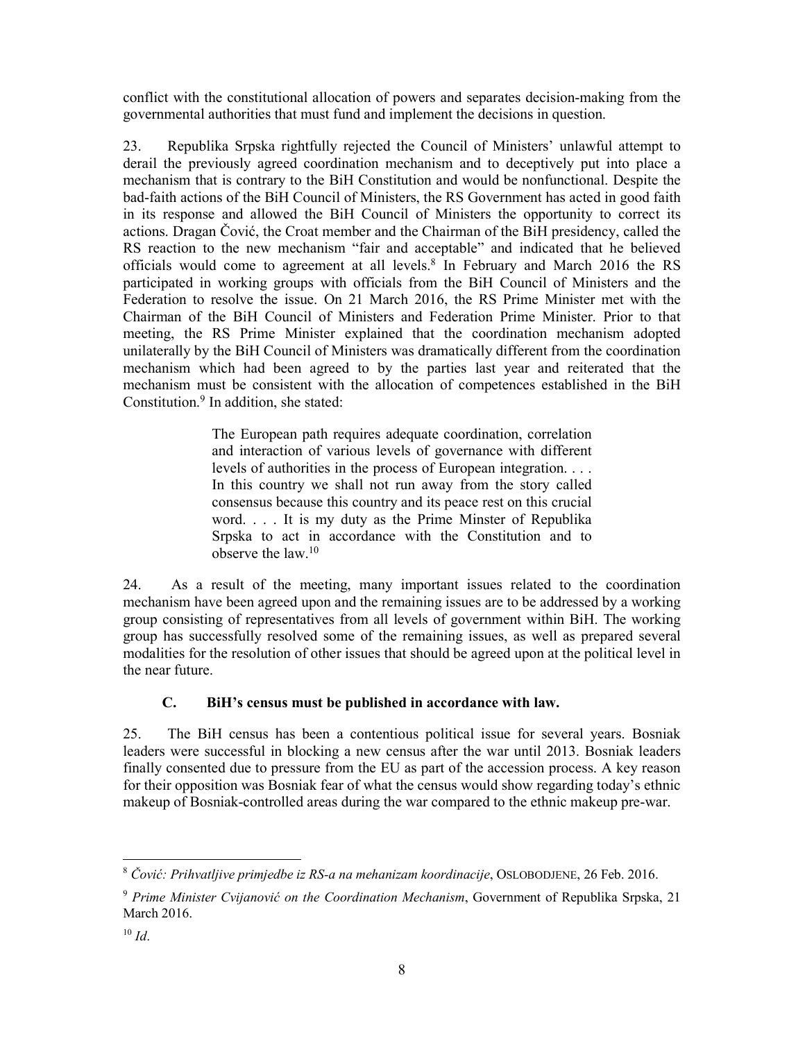conflict with the constitutional allocation of powers and separates decision-making from the governmental authorities that must fund and implement the decisions in question.

23. Republika Srpska rightfully rejected the Council of Ministers' unlawful attempt to derail the previously agreed coordination mechanism and to deceptively put into place a mechanism that is contrary to the BiH Constitution and would be nonfunctional. Despite the bad-faith actions of the BiH Council of Ministers, the RS Government has acted in good faith in its response and allowed the BiH Council of Ministers the opportunity to correct its actions. Dragan Čović, the Croat member and the Chairman of the BiH presidency, called the RS reaction to the new mechanism "fair and acceptable" and indicated that he believed officials would come to agreement at all levels.[8] In February and March 2016 the RS participated in working groups with officials from the BiH Council of Ministers and the Federation to resolve the issue. On 21 March 2016, the RS Prime Minister met with the Chairman of the BiH Council of Ministers and Federation Prime Minister. Prior to that meeting, the RS Prime Minister explained that the coordination mechanism adopted unilaterally by the BiH Council of Ministers was dramatically different from the coordination mechanism which had been agreed to by the parties last year and reiterated that the mechanism must be consistent with the allocation of competences established in the BiH Constitution.[9] In addition, she stated:

> The European path requires adequate coordination, correlation and interaction of various levels of governance with different levels of authorities in the process of European integration. . . . In this country we shall not run away from the story called consensus because this country and its peace rest on this crucial word. . . . It is my duty as the Prime Minster of Republika Srpska to act in accordance with the Constitution and to observe the law.[10]

24. As a result of the meeting, many important issues related to the coordination mechanism have been agreed upon and the remaining issues are to be addressed by a working group consisting of representatives from all levels of government within BiH. The working group has successfully resolved some of the remaining issues, as well as prepared several modalities for the resolution of other issues that should be agreed upon at the political level in the near future.

### C. BiH's census must be published in accordance with law.

25. The BiH census has been a contentious political issue for several years. Bosniak leaders were successful in blocking a new census after the war until 2013. Bosniak leaders finally consented due to pressure from the EU as part of the accession process. A key reason for their opposition was Bosniak fear of what the census would show regarding today's ethnic makeup of Bosniak-controlled areas during the war compared to the ethnic makeup pre-war.

---

[8] *Čović: Prihvatljive primjedbe iz RS-a na mehanizam koordinacije*, OSLOBODJENE, 26 Feb. 2016.

[9] *Prime Minister Cvijanović on the Coordination Mechanism*, Government of Republika Srpska, 21 March 2016.

[10] *Id*.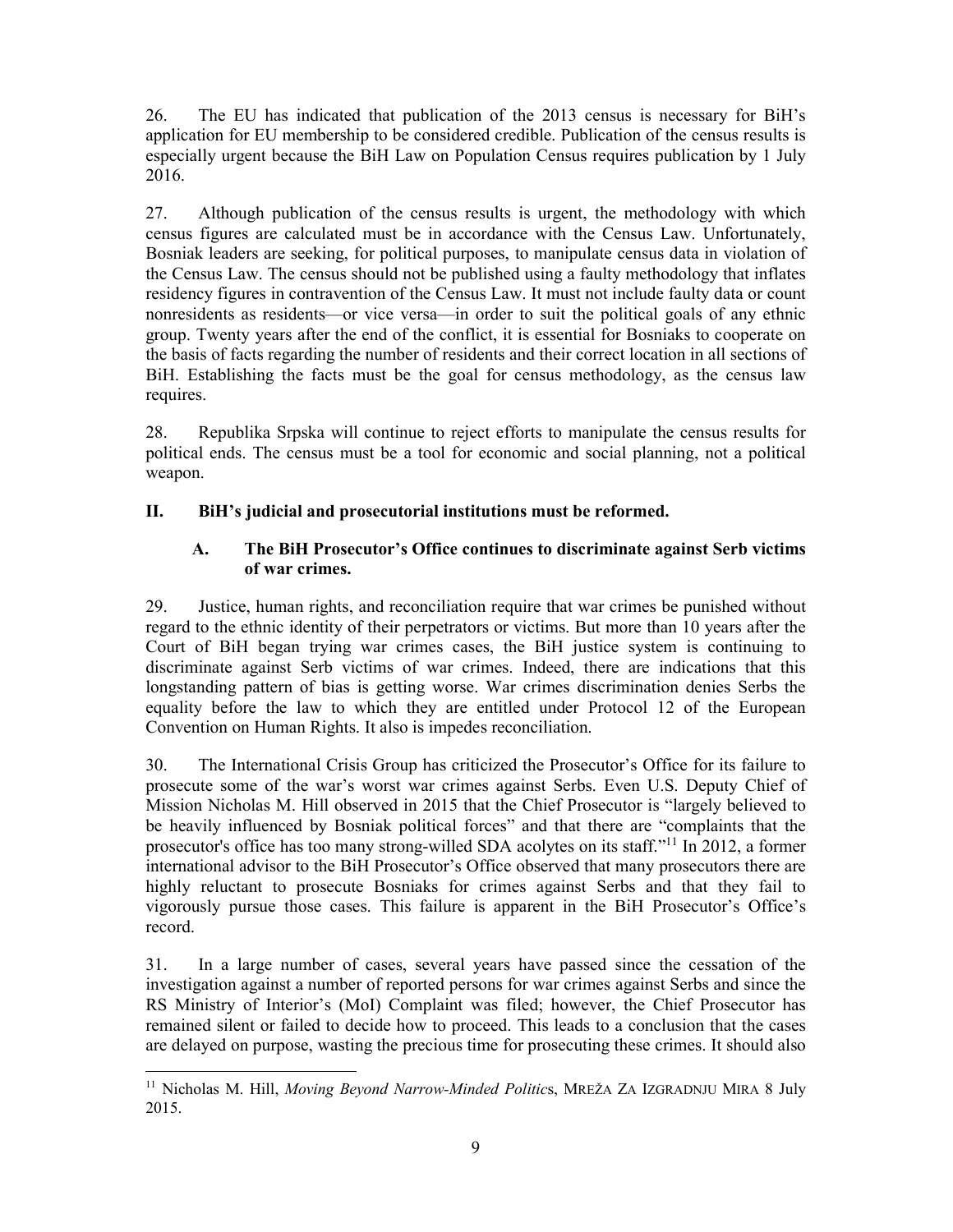26. The EU has indicated that publication of the 2013 census is necessary for BiH's application for EU membership to be considered credible. Publication of the census results is especially urgent because the BiH Law on Population Census requires publication by 1 July 2016.

27. Although publication of the census results is urgent, the methodology with which census figures are calculated must be in accordance with the Census Law. Unfortunately, Bosniak leaders are seeking, for political purposes, to manipulate census data in violation of the Census Law. The census should not be published using a faulty methodology that inflates residency figures in contravention of the Census Law. It must not include faulty data or count nonresidents as residents—or vice versa—in order to suit the political goals of any ethnic group. Twenty years after the end of the conflict, it is essential for Bosniaks to cooperate on the basis of facts regarding the number of residents and their correct location in all sections of BiH. Establishing the facts must be the goal for census methodology, as the census law requires.

28. Republika Srpska will continue to reject efforts to manipulate the census results for political ends. The census must be a tool for economic and social planning, not a political weapon.

## II. BiH's judicial and prosecutorial institutions must be reformed.

### A. The BiH Prosecutor's Office continues to discriminate against Serb victims of war crimes.

29. Justice, human rights, and reconciliation require that war crimes be punished without regard to the ethnic identity of their perpetrators or victims. But more than 10 years after the Court of BiH began trying war crimes cases, the BiH justice system is continuing to discriminate against Serb victims of war crimes. Indeed, there are indications that this longstanding pattern of bias is getting worse. War crimes discrimination denies Serbs the equality before the law to which they are entitled under Protocol 12 of the European Convention on Human Rights. It also is impedes reconciliation.

30. The International Crisis Group has criticized the Prosecutor's Office for its failure to prosecute some of the war's worst war crimes against Serbs. Even U.S. Deputy Chief of Mission Nicholas M. Hill observed in 2015 that the Chief Prosecutor is "largely believed to be heavily influenced by Bosniak political forces" and that there are "complaints that the prosecutor's office has too many strong-willed SDA acolytes on its staff."[11] In 2012, a former international advisor to the BiH Prosecutor's Office observed that many prosecutors there are highly reluctant to prosecute Bosniaks for crimes against Serbs and that they fail to vigorously pursue those cases. This failure is apparent in the BiH Prosecutor's Office's record.

31. In a large number of cases, several years have passed since the cessation of the investigation against a number of reported persons for war crimes against Serbs and since the RS Ministry of Interior's (MoI) Complaint was filed; however, the Chief Prosecutor has remained silent or failed to decide how to proceed. This leads to a conclusion that the cases are delayed on purpose, wasting the precious time for prosecuting these crimes. It should also

[11] Nicholas M. Hill, *Moving Beyond Narrow-Minded Politics*, MREŽA ZA IZGRADNJU MIRA 8 July 2015.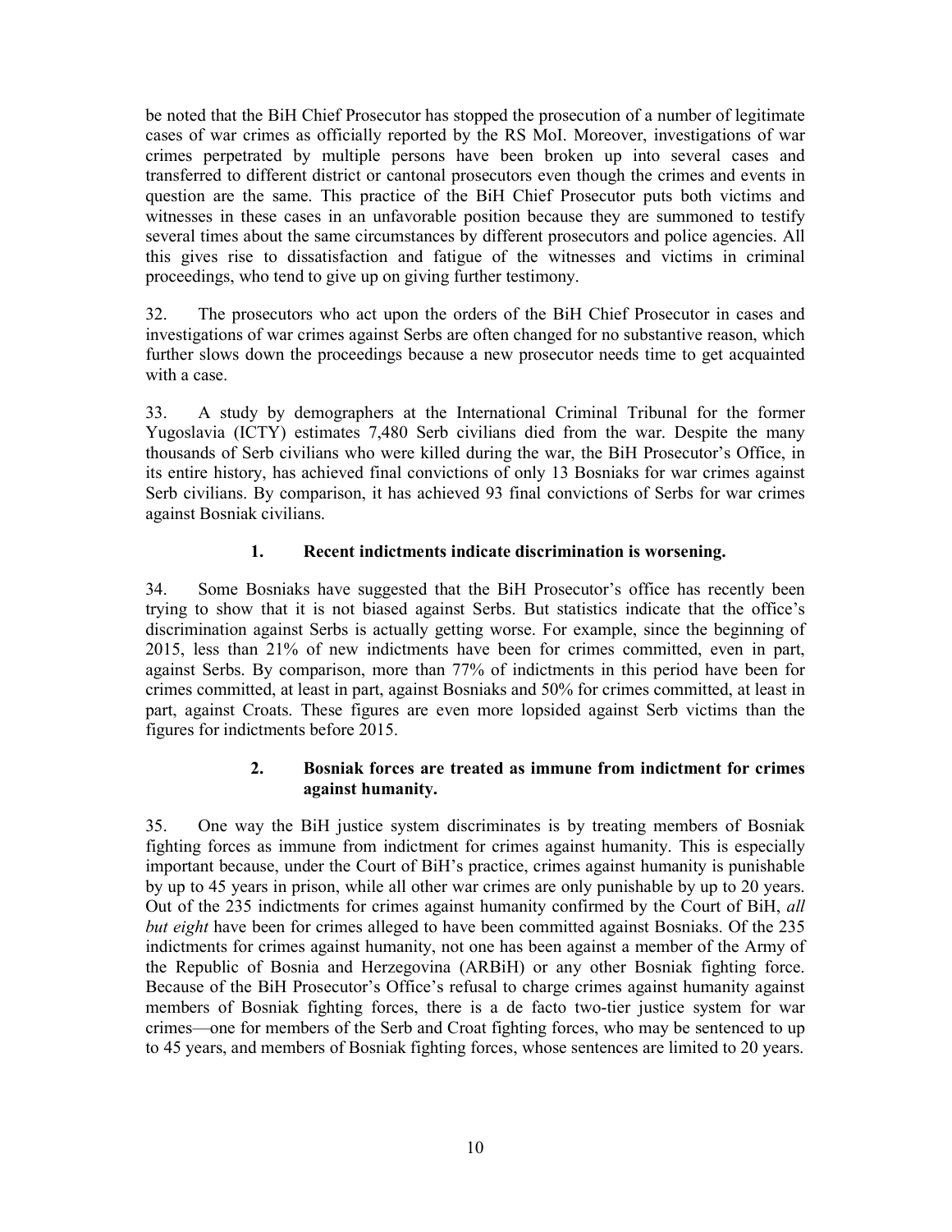be noted that the BiH Chief Prosecutor has stopped the prosecution of a number of legitimate cases of war crimes as officially reported by the RS MoI. Moreover, investigations of war crimes perpetrated by multiple persons have been broken up into several cases and transferred to different district or cantonal prosecutors even though the crimes and events in question are the same. This practice of the BiH Chief Prosecutor puts both victims and witnesses in these cases in an unfavorable position because they are summoned to testify several times about the same circumstances by different prosecutors and police agencies. All this gives rise to dissatisfaction and fatigue of the witnesses and victims in criminal proceedings, who tend to give up on giving further testimony.

32. The prosecutors who act upon the orders of the BiH Chief Prosecutor in cases and investigations of war crimes against Serbs are often changed for no substantive reason, which further slows down the proceedings because a new prosecutor needs time to get acquainted with a case.

33. A study by demographers at the International Criminal Tribunal for the former Yugoslavia (ICTY) estimates 7,480 Serb civilians died from the war. Despite the many thousands of Serb civilians who were killed during the war, the BiH Prosecutor's Office, in its entire history, has achieved final convictions of only 13 Bosniaks for war crimes against Serb civilians. By comparison, it has achieved 93 final convictions of Serbs for war crimes against Bosniak civilians.

### 1. Recent indictments indicate discrimination is worsening.

34. Some Bosniaks have suggested that the BiH Prosecutor's office has recently been trying to show that it is not biased against Serbs. But statistics indicate that the office's discrimination against Serbs is actually getting worse. For example, since the beginning of 2015, less than 21% of new indictments have been for crimes committed, even in part, against Serbs. By comparison, more than 77% of indictments in this period have been for crimes committed, at least in part, against Bosniaks and 50% for crimes committed, at least in part, against Croats. These figures are even more lopsided against Serb victims than the figures for indictments before 2015.

### 2. Bosniak forces are treated as immune from indictment for crimes against humanity.

35. One way the BiH justice system discriminates is by treating members of Bosniak fighting forces as immune from indictment for crimes against humanity. This is especially important because, under the Court of BiH's practice, crimes against humanity is punishable by up to 45 years in prison, while all other war crimes are only punishable by up to 20 years. Out of the 235 indictments for crimes against humanity confirmed by the Court of BiH, *all but eight* have been for crimes alleged to have been committed against Bosniaks. Of the 235 indictments for crimes against humanity, not one has been against a member of the Army of the Republic of Bosnia and Herzegovina (ARBiH) or any other Bosniak fighting force. Because of the BiH Prosecutor's Office's refusal to charge crimes against humanity against members of Bosniak fighting forces, there is a de facto two-tier justice system for war crimes—one for members of the Serb and Croat fighting forces, who may be sentenced to up to 45 years, and members of Bosniak fighting forces, whose sentences are limited to 20 years.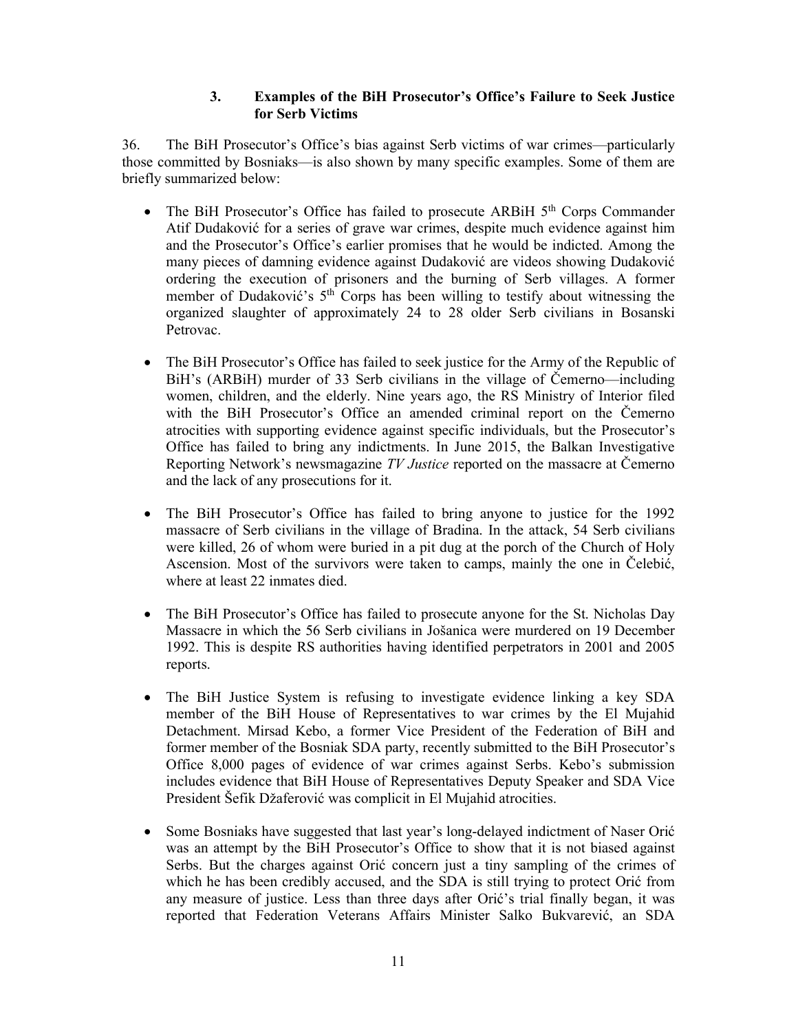### 3. Examples of the BiH Prosecutor's Office's Failure to Seek Justice for Serb Victims

36. The BiH Prosecutor's Office's bias against Serb victims of war crimes—particularly those committed by Bosniaks—is also shown by many specific examples. Some of them are briefly summarized below:

- The BiH Prosecutor's Office has failed to prosecute ARBiH 5th Corps Commander Atif Dudaković for a series of grave war crimes, despite much evidence against him and the Prosecutor's Office's earlier promises that he would be indicted. Among the many pieces of damning evidence against Dudaković are videos showing Dudaković ordering the execution of prisoners and the burning of Serb villages. A former member of Dudaković's 5th Corps has been willing to testify about witnessing the organized slaughter of approximately 24 to 28 older Serb civilians in Bosanski Petrovac.

- The BiH Prosecutor's Office has failed to seek justice for the Army of the Republic of BiH's (ARBiH) murder of 33 Serb civilians in the village of Čemerno—including women, children, and the elderly. Nine years ago, the RS Ministry of Interior filed with the BiH Prosecutor's Office an amended criminal report on the Čemerno atrocities with supporting evidence against specific individuals, but the Prosecutor's Office has failed to bring any indictments. In June 2015, the Balkan Investigative Reporting Network's newsmagazine *TV Justice* reported on the massacre at Čemerno and the lack of any prosecutions for it.

- The BiH Prosecutor's Office has failed to bring anyone to justice for the 1992 massacre of Serb civilians in the village of Bradina. In the attack, 54 Serb civilians were killed, 26 of whom were buried in a pit dug at the porch of the Church of Holy Ascension. Most of the survivors were taken to camps, mainly the one in Čelebić, where at least 22 inmates died.

- The BiH Prosecutor's Office has failed to prosecute anyone for the St. Nicholas Day Massacre in which the 56 Serb civilians in Jošanica were murdered on 19 December 1992. This is despite RS authorities having identified perpetrators in 2001 and 2005 reports.

- The BiH Justice System is refusing to investigate evidence linking a key SDA member of the BiH House of Representatives to war crimes by the El Mujahid Detachment. Mirsad Kebo, a former Vice President of the Federation of BiH and former member of the Bosniak SDA party, recently submitted to the BiH Prosecutor's Office 8,000 pages of evidence of war crimes against Serbs. Kebo's submission includes evidence that BiH House of Representatives Deputy Speaker and SDA Vice President Šefik Džaferović was complicit in El Mujahid atrocities.

- Some Bosniaks have suggested that last year's long-delayed indictment of Naser Orić was an attempt by the BiH Prosecutor's Office to show that it is not biased against Serbs. But the charges against Orić concern just a tiny sampling of the crimes of which he has been credibly accused, and the SDA is still trying to protect Orić from any measure of justice. Less than three days after Orić's trial finally began, it was reported that Federation Veterans Affairs Minister Salko Bukvarević, an SDA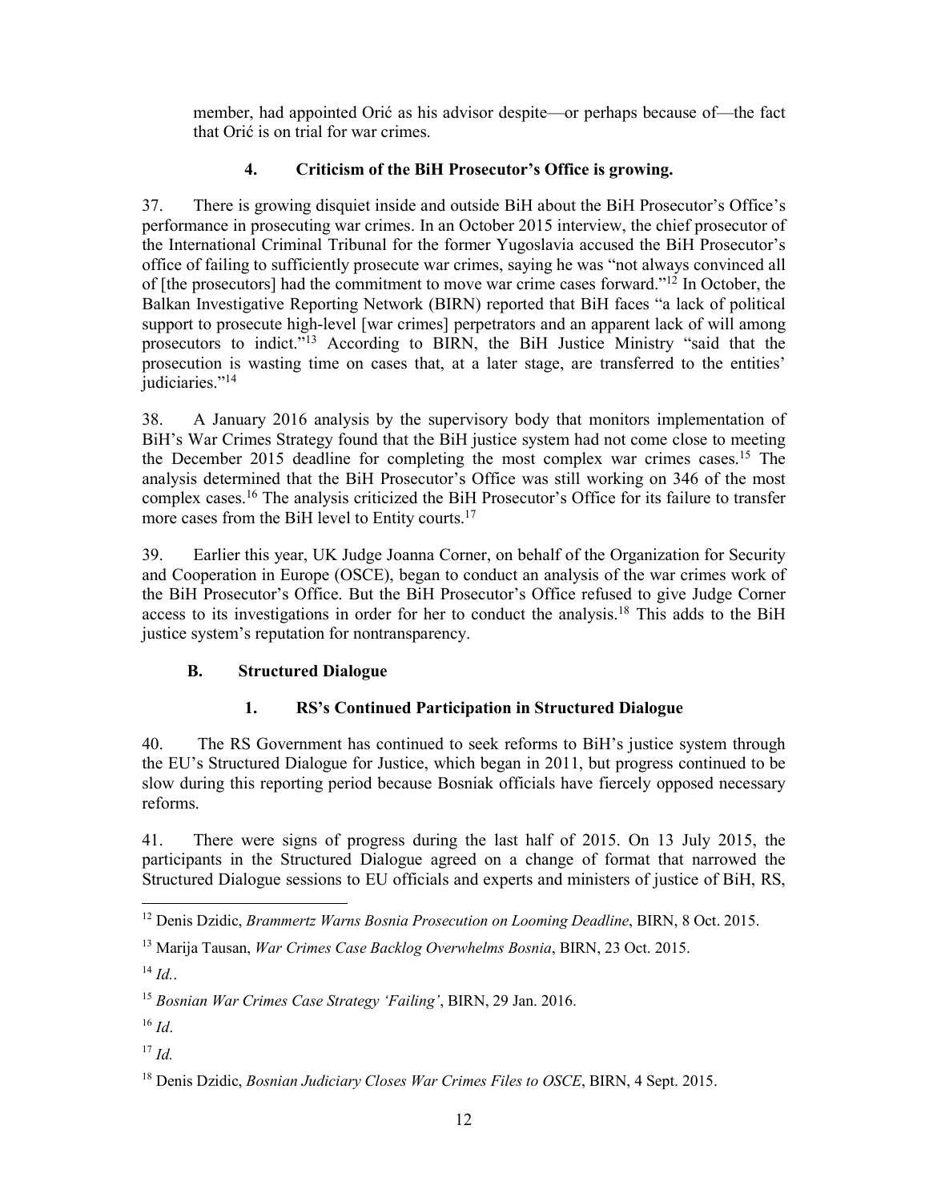member, had appointed Orić as his advisor despite—or perhaps because of—the fact that Orić is on trial for war crimes.

### 4. Criticism of the BiH Prosecutor's Office is growing.

37. There is growing disquiet inside and outside BiH about the BiH Prosecutor's Office's performance in prosecuting war crimes. In an October 2015 interview, the chief prosecutor of the International Criminal Tribunal for the former Yugoslavia accused the BiH Prosecutor's office of failing to sufficiently prosecute war crimes, saying he was "not always convinced all of [the prosecutors] had the commitment to move war crime cases forward."[12] In October, the Balkan Investigative Reporting Network (BIRN) reported that BiH faces "a lack of political support to prosecute high-level [war crimes] perpetrators and an apparent lack of will among prosecutors to indict."[13] According to BIRN, the BiH Justice Ministry "said that the prosecution is wasting time on cases that, at a later stage, are transferred to the entities' judiciaries."[14]

38. A January 2016 analysis by the supervisory body that monitors implementation of BiH's War Crimes Strategy found that the BiH justice system had not come close to meeting the December 2015 deadline for completing the most complex war crimes cases.[15] The analysis determined that the BiH Prosecutor's Office was still working on 346 of the most complex cases.[16] The analysis criticized the BiH Prosecutor's Office for its failure to transfer more cases from the BiH level to Entity courts.[17]

39. Earlier this year, UK Judge Joanna Corner, on behalf of the Organization for Security and Cooperation in Europe (OSCE), began to conduct an analysis of the war crimes work of the BiH Prosecutor's Office. But the BiH Prosecutor's Office refused to give Judge Corner access to its investigations in order for her to conduct the analysis.[18] This adds to the BiH justice system's reputation for nontransparency.

## B. Structured Dialogue

### 1. RS's Continued Participation in Structured Dialogue

40. The RS Government has continued to seek reforms to BiH's justice system through the EU's Structured Dialogue for Justice, which began in 2011, but progress continued to be slow during this reporting period because Bosniak officials have fiercely opposed necessary reforms.

41. There were signs of progress during the last half of 2015. On 13 July 2015, the participants in the Structured Dialogue agreed on a change of format that narrowed the Structured Dialogue sessions to EU officials and experts and ministers of justice of BiH, RS,

---

[12] Denis Dzidic, *Brammertz Warns Bosnia Prosecution on Looming Deadline*, BIRN, 8 Oct. 2015.

[13] Marija Tausan, *War Crimes Case Backlog Overwhelms Bosnia*, BIRN, 23 Oct. 2015.

[14] *Id.*.

[15] *Bosnian War Crimes Case Strategy 'Failing'*, BIRN, 29 Jan. 2016.

[16] *Id*.

[17] *Id.*

[18] Denis Dzidic, *Bosnian Judiciary Closes War Crimes Files to OSCE*, BIRN, 4 Sept. 2015.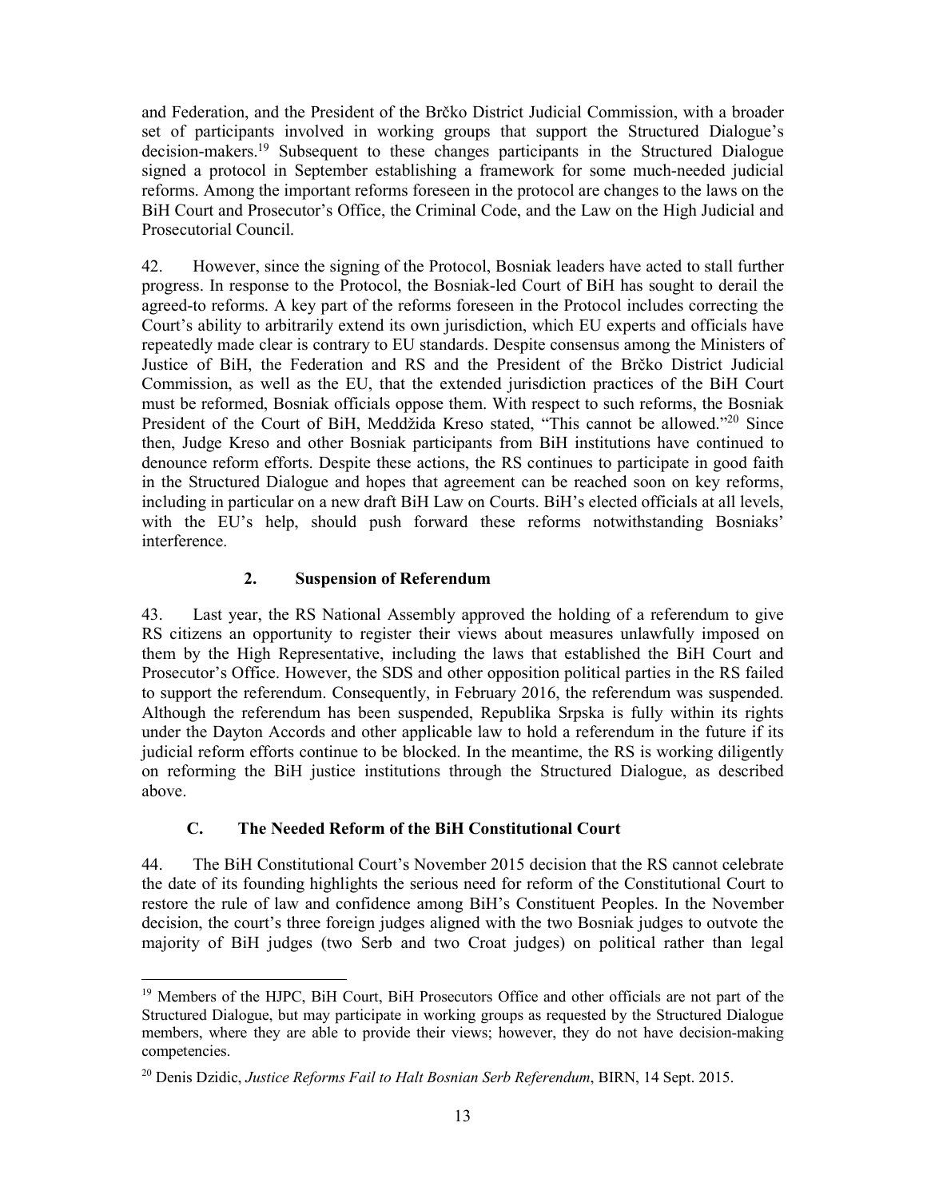and Federation, and the President of the Brčko District Judicial Commission, with a broader set of participants involved in working groups that support the Structured Dialogue's decision-makers.[19] Subsequent to these changes participants in the Structured Dialogue signed a protocol in September establishing a framework for some much-needed judicial reforms. Among the important reforms foreseen in the protocol are changes to the laws on the BiH Court and Prosecutor's Office, the Criminal Code, and the Law on the High Judicial and Prosecutorial Council.

42. However, since the signing of the Protocol, Bosniak leaders have acted to stall further progress. In response to the Protocol, the Bosniak-led Court of BiH has sought to derail the agreed-to reforms. A key part of the reforms foreseen in the Protocol includes correcting the Court's ability to arbitrarily extend its own jurisdiction, which EU experts and officials have repeatedly made clear is contrary to EU standards. Despite consensus among the Ministers of Justice of BiH, the Federation and RS and the President of the Brčko District Judicial Commission, as well as the EU, that the extended jurisdiction practices of the BiH Court must be reformed, Bosniak officials oppose them. With respect to such reforms, the Bosniak President of the Court of BiH, Meddžida Kreso stated, "This cannot be allowed."[20] Since then, Judge Kreso and other Bosniak participants from BiH institutions have continued to denounce reform efforts. Despite these actions, the RS continues to participate in good faith in the Structured Dialogue and hopes that agreement can be reached soon on key reforms, including in particular on a new draft BiH Law on Courts. BiH's elected officials at all levels, with the EU's help, should push forward these reforms notwithstanding Bosniaks' interference.

#### 2. Suspension of Referendum

43. Last year, the RS National Assembly approved the holding of a referendum to give RS citizens an opportunity to register their views about measures unlawfully imposed on them by the High Representative, including the laws that established the BiH Court and Prosecutor's Office. However, the SDS and other opposition political parties in the RS failed to support the referendum. Consequently, in February 2016, the referendum was suspended. Although the referendum has been suspended, Republika Srpska is fully within its rights under the Dayton Accords and other applicable law to hold a referendum in the future if its judicial reform efforts continue to be blocked. In the meantime, the RS is working diligently on reforming the BiH justice institutions through the Structured Dialogue, as described above.

### C. The Needed Reform of the BiH Constitutional Court

44. The BiH Constitutional Court's November 2015 decision that the RS cannot celebrate the date of its founding highlights the serious need for reform of the Constitutional Court to restore the rule of law and confidence among BiH's Constituent Peoples. In the November decision, the court's three foreign judges aligned with the two Bosniak judges to outvote the majority of BiH judges (two Serb and two Croat judges) on political rather than legal

---

[19] Members of the HJPC, BiH Court, BiH Prosecutors Office and other officials are not part of the Structured Dialogue, but may participate in working groups as requested by the Structured Dialogue members, where they are able to provide their views; however, they do not have decision-making competencies.

[20] Denis Dzidic, *Justice Reforms Fail to Halt Bosnian Serb Referendum*, BIRN, 14 Sept. 2015.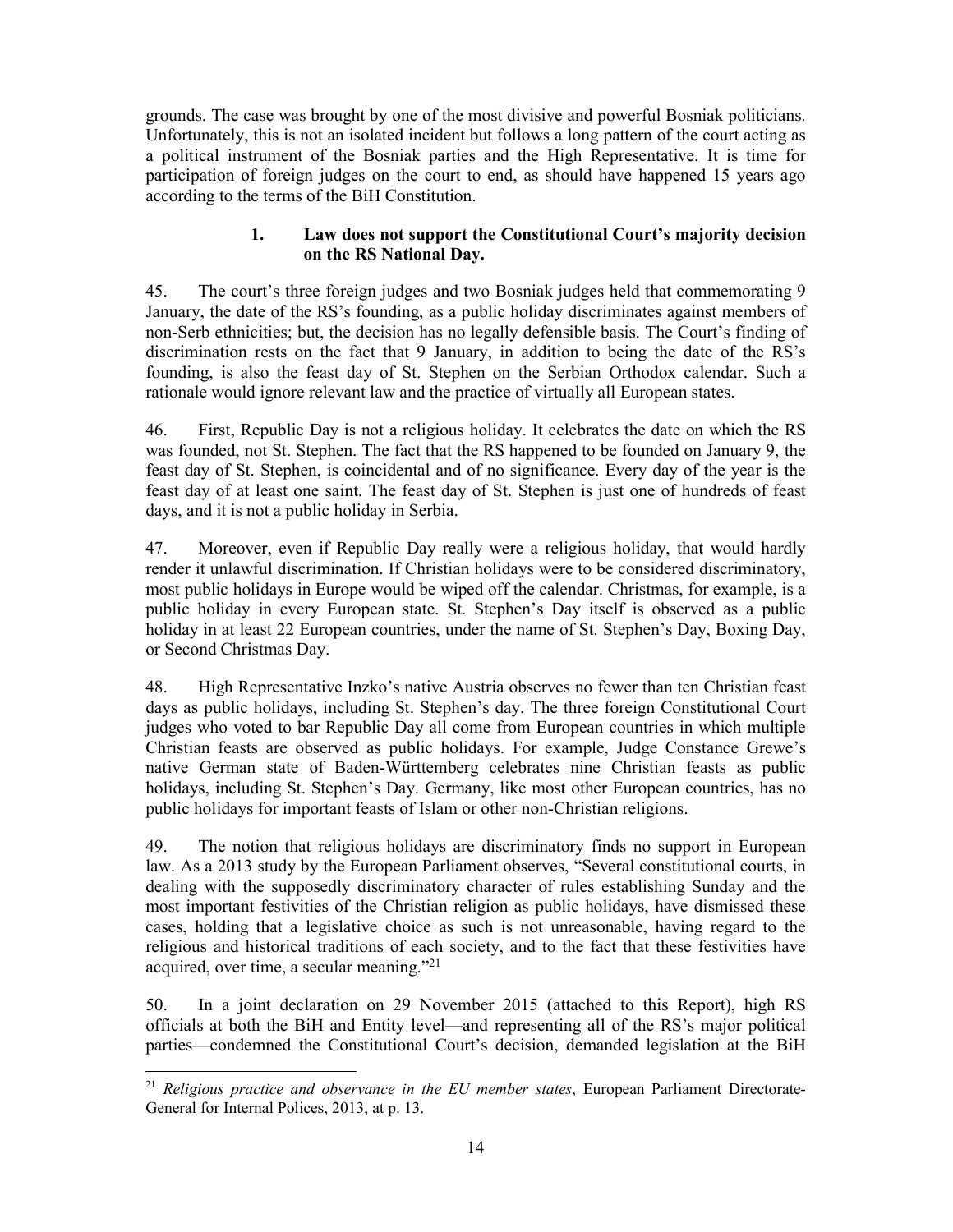grounds. The case was brought by one of the most divisive and powerful Bosniak politicians. Unfortunately, this is not an isolated incident but follows a long pattern of the court acting as a political instrument of the Bosniak parties and the High Representative. It is time for participation of foreign judges on the court to end, as should have happened 15 years ago according to the terms of the BiH Constitution.

### 1. Law does not support the Constitutional Court's majority decision on the RS National Day.

45. The court's three foreign judges and two Bosniak judges held that commemorating 9 January, the date of the RS's founding, as a public holiday discriminates against members of non-Serb ethnicities; but, the decision has no legally defensible basis. The Court's finding of discrimination rests on the fact that 9 January, in addition to being the date of the RS's founding, is also the feast day of St. Stephen on the Serbian Orthodox calendar. Such a rationale would ignore relevant law and the practice of virtually all European states.

46. First, Republic Day is not a religious holiday. It celebrates the date on which the RS was founded, not St. Stephen. The fact that the RS happened to be founded on January 9, the feast day of St. Stephen, is coincidental and of no significance. Every day of the year is the feast day of at least one saint. The feast day of St. Stephen is just one of hundreds of feast days, and it is not a public holiday in Serbia.

47. Moreover, even if Republic Day really were a religious holiday, that would hardly render it unlawful discrimination. If Christian holidays were to be considered discriminatory, most public holidays in Europe would be wiped off the calendar. Christmas, for example, is a public holiday in every European state. St. Stephen's Day itself is observed as a public holiday in at least 22 European countries, under the name of St. Stephen's Day, Boxing Day, or Second Christmas Day.

48. High Representative Inzko's native Austria observes no fewer than ten Christian feast days as public holidays, including St. Stephen's day. The three foreign Constitutional Court judges who voted to bar Republic Day all come from European countries in which multiple Christian feasts are observed as public holidays. For example, Judge Constance Grewe's native German state of Baden-Württemberg celebrates nine Christian feasts as public holidays, including St. Stephen's Day. Germany, like most other European countries, has no public holidays for important feasts of Islam or other non-Christian religions.

49. The notion that religious holidays are discriminatory finds no support in European law. As a 2013 study by the European Parliament observes, "Several constitutional courts, in dealing with the supposedly discriminatory character of rules establishing Sunday and the most important festivities of the Christian religion as public holidays, have dismissed these cases, holding that a legislative choice as such is not unreasonable, having regard to the religious and historical traditions of each society, and to the fact that these festivities have acquired, over time, a secular meaning."[21]

50. In a joint declaration on 29 November 2015 (attached to this Report), high RS officials at both the BiH and Entity level—and representing all of the RS's major political parties—condemned the Constitutional Court's decision, demanded legislation at the BiH

---

[21] *Religious practice and observance in the EU member states*, European Parliament Directorate-General for Internal Polices, 2013, at p. 13.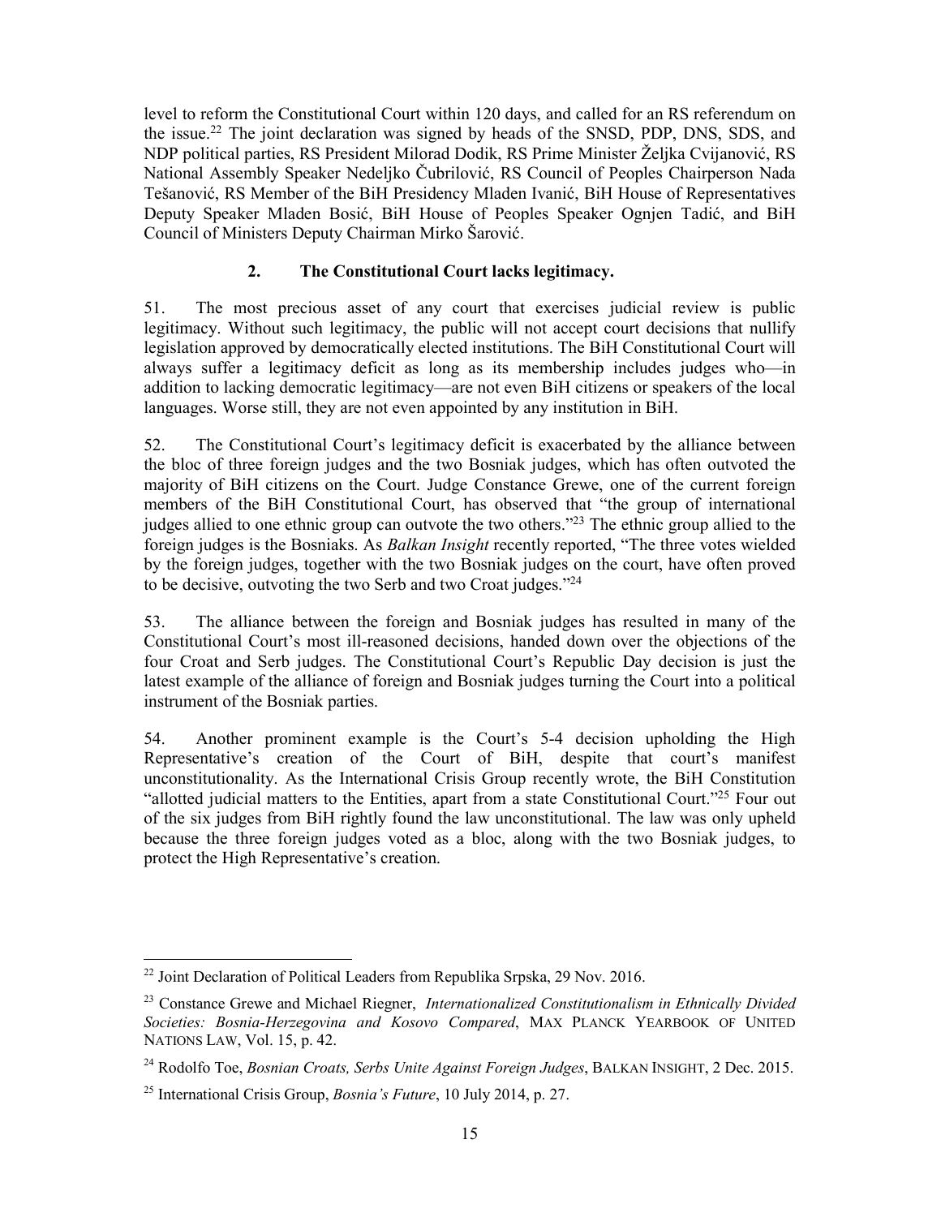level to reform the Constitutional Court within 120 days, and called for an RS referendum on the issue.[22] The joint declaration was signed by heads of the SNSD, PDP, DNS, SDS, and NDP political parties, RS President Milorad Dodik, RS Prime Minister Željka Cvijanović, RS National Assembly Speaker Nedeljko Čubrilović, RS Council of Peoples Chairperson Nada Tešanović, RS Member of the BiH Presidency Mladen Ivanić, BiH House of Representatives Deputy Speaker Mladen Bosić, BiH House of Peoples Speaker Ognjen Tadić, and BiH Council of Ministers Deputy Chairman Mirko Šarović.

### 2. The Constitutional Court lacks legitimacy.

51. The most precious asset of any court that exercises judicial review is public legitimacy. Without such legitimacy, the public will not accept court decisions that nullify legislation approved by democratically elected institutions. The BiH Constitutional Court will always suffer a legitimacy deficit as long as its membership includes judges who—in addition to lacking democratic legitimacy—are not even BiH citizens or speakers of the local languages. Worse still, they are not even appointed by any institution in BiH.

52. The Constitutional Court's legitimacy deficit is exacerbated by the alliance between the bloc of three foreign judges and the two Bosniak judges, which has often outvoted the majority of BiH citizens on the Court. Judge Constance Grewe, one of the current foreign members of the BiH Constitutional Court, has observed that "the group of international judges allied to one ethnic group can outvote the two others."[23] The ethnic group allied to the foreign judges is the Bosniaks. As *Balkan Insight* recently reported, "The three votes wielded by the foreign judges, together with the two Bosniak judges on the court, have often proved to be decisive, outvoting the two Serb and two Croat judges."[24]

53. The alliance between the foreign and Bosniak judges has resulted in many of the Constitutional Court's most ill-reasoned decisions, handed down over the objections of the four Croat and Serb judges. The Constitutional Court's Republic Day decision is just the latest example of the alliance of foreign and Bosniak judges turning the Court into a political instrument of the Bosniak parties.

54. Another prominent example is the Court's 5-4 decision upholding the High Representative's creation of the Court of BiH, despite that court's manifest unconstitutionality. As the International Crisis Group recently wrote, the BiH Constitution "allotted judicial matters to the Entities, apart from a state Constitutional Court."[25] Four out of the six judges from BiH rightly found the law unconstitutional. The law was only upheld because the three foreign judges voted as a bloc, along with the two Bosniak judges, to protect the High Representative's creation.

---

[22] Joint Declaration of Political Leaders from Republika Srpska, 29 Nov. 2016.

[23] Constance Grewe and Michael Riegner, *Internationalized Constitutionalism in Ethnically Divided Societies: Bosnia-Herzegovina and Kosovo Compared*, MAX PLANCK YEARBOOK OF UNITED NATIONS LAW, Vol. 15, p. 42.

[24] Rodolfo Toe, *Bosnian Croats, Serbs Unite Against Foreign Judges*, BALKAN INSIGHT, 2 Dec. 2015.

[25] International Crisis Group, *Bosnia's Future*, 10 July 2014, p. 27.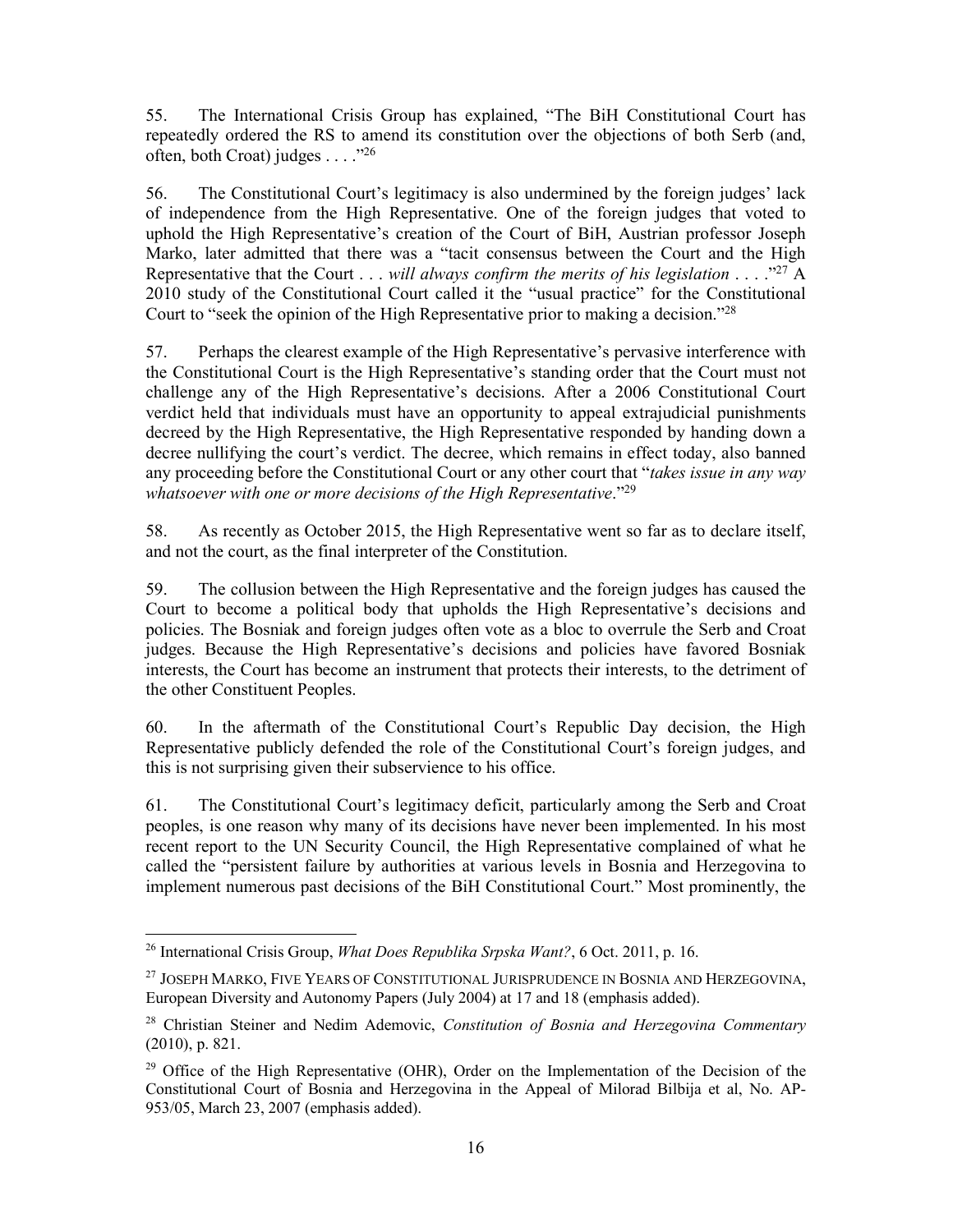55. The International Crisis Group has explained, "The BiH Constitutional Court has repeatedly ordered the RS to amend its constitution over the objections of both Serb (and, often, both Croat) judges . . . ."[26]

56. The Constitutional Court's legitimacy is also undermined by the foreign judges' lack of independence from the High Representative. One of the foreign judges that voted to uphold the High Representative's creation of the Court of BiH, Austrian professor Joseph Marko, later admitted that there was a "tacit consensus between the Court and the High Representative that the Court . . . *will always confirm the merits of his legislation* . . . ."[27] A 2010 study of the Constitutional Court called it the "usual practice" for the Constitutional Court to "seek the opinion of the High Representative prior to making a decision."[28]

57. Perhaps the clearest example of the High Representative's pervasive interference with the Constitutional Court is the High Representative's standing order that the Court must not challenge any of the High Representative's decisions. After a 2006 Constitutional Court verdict held that individuals must have an opportunity to appeal extrajudicial punishments decreed by the High Representative, the High Representative responded by handing down a decree nullifying the court's verdict. The decree, which remains in effect today, also banned any proceeding before the Constitutional Court or any other court that "*takes issue in any way whatsoever with one or more decisions of the High Representative*."[29]

58. As recently as October 2015, the High Representative went so far as to declare itself, and not the court, as the final interpreter of the Constitution.

59. The collusion between the High Representative and the foreign judges has caused the Court to become a political body that upholds the High Representative's decisions and policies. The Bosniak and foreign judges often vote as a bloc to overrule the Serb and Croat judges. Because the High Representative's decisions and policies have favored Bosniak interests, the Court has become an instrument that protects their interests, to the detriment of the other Constituent Peoples.

60. In the aftermath of the Constitutional Court's Republic Day decision, the High Representative publicly defended the role of the Constitutional Court's foreign judges, and this is not surprising given their subservience to his office.

61. The Constitutional Court's legitimacy deficit, particularly among the Serb and Croat peoples, is one reason why many of its decisions have never been implemented. In his most recent report to the UN Security Council, the High Representative complained of what he called the "persistent failure by authorities at various levels in Bosnia and Herzegovina to implement numerous past decisions of the BiH Constitutional Court." Most prominently, the

---

[26] International Crisis Group, *What Does Republika Srpska Want?*, 6 Oct. 2011, p. 16.

[27] JOSEPH MARKO, FIVE YEARS OF CONSTITUTIONAL JURISPRUDENCE IN BOSNIA AND HERZEGOVINA, European Diversity and Autonomy Papers (July 2004) at 17 and 18 (emphasis added).

[28] Christian Steiner and Nedim Ademovic, *Constitution of Bosnia and Herzegovina Commentary* (2010), p. 821.

[29] Office of the High Representative (OHR), Order on the Implementation of the Decision of the Constitutional Court of Bosnia and Herzegovina in the Appeal of Milorad Bilbija et al, No. AP-953/05, March 23, 2007 (emphasis added).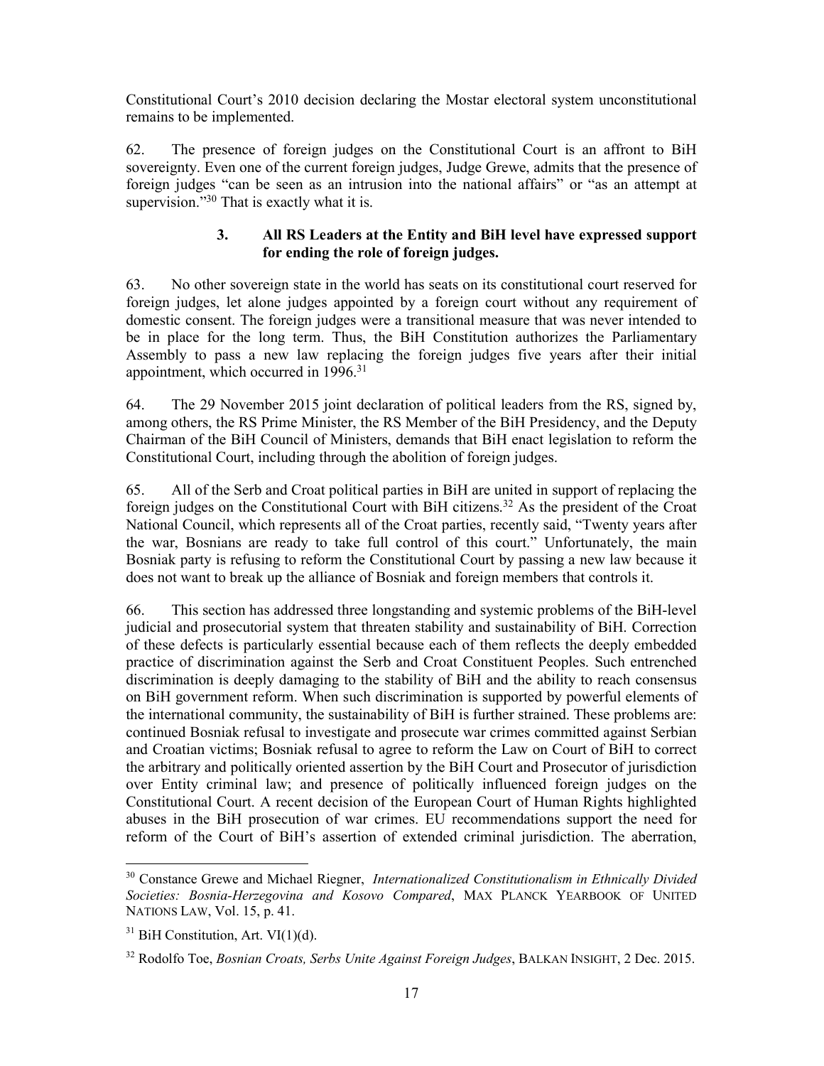Constitutional Court's 2010 decision declaring the Mostar electoral system unconstitutional remains to be implemented.

62. The presence of foreign judges on the Constitutional Court is an affront to BiH sovereignty. Even one of the current foreign judges, Judge Grewe, admits that the presence of foreign judges "can be seen as an intrusion into the national affairs" or "as an attempt at supervision."[30] That is exactly what it is.

### 3. All RS Leaders at the Entity and BiH level have expressed support for ending the role of foreign judges.

63. No other sovereign state in the world has seats on its constitutional court reserved for foreign judges, let alone judges appointed by a foreign court without any requirement of domestic consent. The foreign judges were a transitional measure that was never intended to be in place for the long term. Thus, the BiH Constitution authorizes the Parliamentary Assembly to pass a new law replacing the foreign judges five years after their initial appointment, which occurred in 1996.[31]

64. The 29 November 2015 joint declaration of political leaders from the RS, signed by, among others, the RS Prime Minister, the RS Member of the BiH Presidency, and the Deputy Chairman of the BiH Council of Ministers, demands that BiH enact legislation to reform the Constitutional Court, including through the abolition of foreign judges.

65. All of the Serb and Croat political parties in BiH are united in support of replacing the foreign judges on the Constitutional Court with BiH citizens.[32] As the president of the Croat National Council, which represents all of the Croat parties, recently said, "Twenty years after the war, Bosnians are ready to take full control of this court." Unfortunately, the main Bosniak party is refusing to reform the Constitutional Court by passing a new law because it does not want to break up the alliance of Bosniak and foreign members that controls it.

66. This section has addressed three longstanding and systemic problems of the BiH-level judicial and prosecutorial system that threaten stability and sustainability of BiH. Correction of these defects is particularly essential because each of them reflects the deeply embedded practice of discrimination against the Serb and Croat Constituent Peoples. Such entrenched discrimination is deeply damaging to the stability of BiH and the ability to reach consensus on BiH government reform. When such discrimination is supported by powerful elements of the international community, the sustainability of BiH is further strained. These problems are: continued Bosniak refusal to investigate and prosecute war crimes committed against Serbian and Croatian victims; Bosniak refusal to agree to reform the Law on Court of BiH to correct the arbitrary and politically oriented assertion by the BiH Court and Prosecutor of jurisdiction over Entity criminal law; and presence of politically influenced foreign judges on the Constitutional Court. A recent decision of the European Court of Human Rights highlighted abuses in the BiH prosecution of war crimes. EU recommendations support the need for reform of the Court of BiH's assertion of extended criminal jurisdiction. The aberration,

---

[30] Constance Grewe and Michael Riegner, *Internationalized Constitutionalism in Ethnically Divided Societies: Bosnia-Herzegovina and Kosovo Compared*, MAX PLANCK YEARBOOK OF UNITED NATIONS LAW, Vol. 15, p. 41.

[31] BiH Constitution, Art. VI(1)(d).

[32] Rodolfo Toe, *Bosnian Croats, Serbs Unite Against Foreign Judges*, BALKAN INSIGHT, 2 Dec. 2015.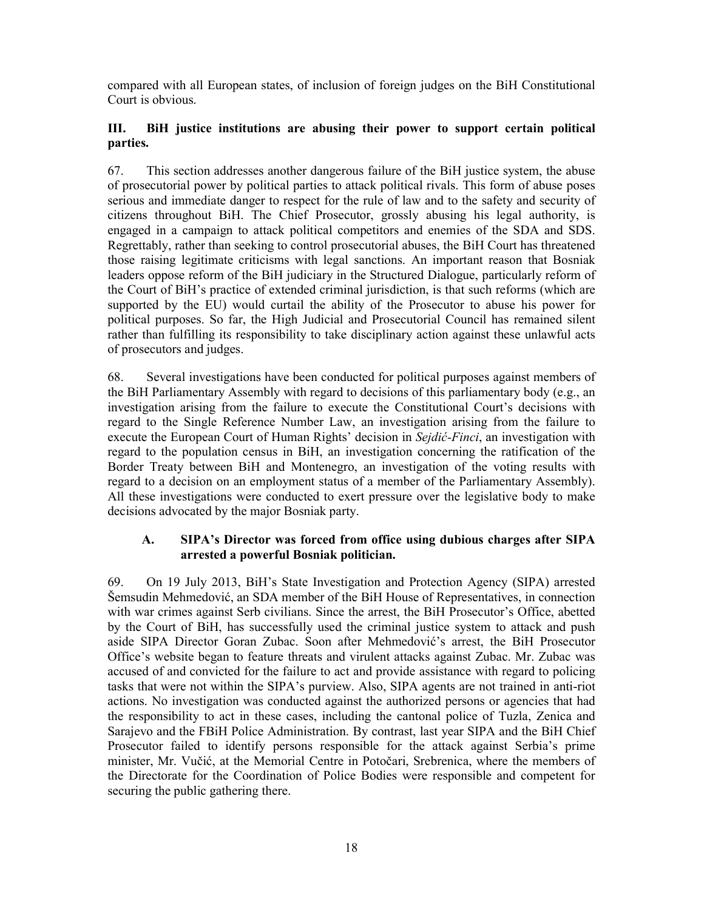compared with all European states, of inclusion of foreign judges on the BiH Constitutional Court is obvious.

## III. BiH justice institutions are abusing their power to support certain political parties.

67. This section addresses another dangerous failure of the BiH justice system, the abuse of prosecutorial power by political parties to attack political rivals. This form of abuse poses serious and immediate danger to respect for the rule of law and to the safety and security of citizens throughout BiH. The Chief Prosecutor, grossly abusing his legal authority, is engaged in a campaign to attack political competitors and enemies of the SDA and SDS. Regrettably, rather than seeking to control prosecutorial abuses, the BiH Court has threatened those raising legitimate criticisms with legal sanctions. An important reason that Bosniak leaders oppose reform of the BiH judiciary in the Structured Dialogue, particularly reform of the Court of BiH's practice of extended criminal jurisdiction, is that such reforms (which are supported by the EU) would curtail the ability of the Prosecutor to abuse his power for political purposes. So far, the High Judicial and Prosecutorial Council has remained silent rather than fulfilling its responsibility to take disciplinary action against these unlawful acts of prosecutors and judges.

68. Several investigations have been conducted for political purposes against members of the BiH Parliamentary Assembly with regard to decisions of this parliamentary body (e.g., an investigation arising from the failure to execute the Constitutional Court's decisions with regard to the Single Reference Number Law, an investigation arising from the failure to execute the European Court of Human Rights' decision in *Sejdić-Finci*, an investigation with regard to the population census in BiH, an investigation concerning the ratification of the Border Treaty between BiH and Montenegro, an investigation of the voting results with regard to a decision on an employment status of a member of the Parliamentary Assembly). All these investigations were conducted to exert pressure over the legislative body to make decisions advocated by the major Bosniak party.

### A. SIPA's Director was forced from office using dubious charges after SIPA arrested a powerful Bosniak politician.

69. On 19 July 2013, BiH's State Investigation and Protection Agency (SIPA) arrested Šemsudin Mehmedović, an SDA member of the BiH House of Representatives, in connection with war crimes against Serb civilians. Since the arrest, the BiH Prosecutor's Office, abetted by the Court of BiH, has successfully used the criminal justice system to attack and push aside SIPA Director Goran Zubac. Soon after Mehmedović's arrest, the BiH Prosecutor Office's website began to feature threats and virulent attacks against Zubac. Mr. Zubac was accused of and convicted for the failure to act and provide assistance with regard to policing tasks that were not within the SIPA's purview. Also, SIPA agents are not trained in anti-riot actions. No investigation was conducted against the authorized persons or agencies that had the responsibility to act in these cases, including the cantonal police of Tuzla, Zenica and Sarajevo and the FBiH Police Administration. By contrast, last year SIPA and the BiH Chief Prosecutor failed to identify persons responsible for the attack against Serbia's prime minister, Mr. Vučić, at the Memorial Centre in Potočari, Srebrenica, where the members of the Directorate for the Coordination of Police Bodies were responsible and competent for securing the public gathering there.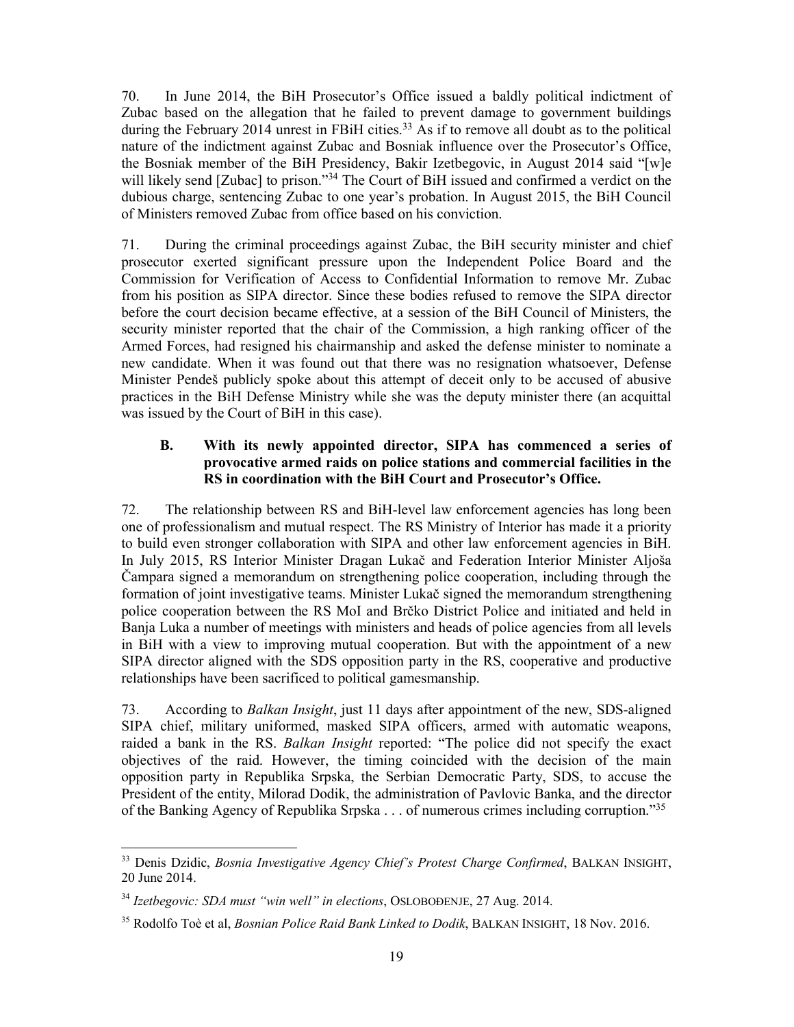70. In June 2014, the BiH Prosecutor's Office issued a baldly political indictment of Zubac based on the allegation that he failed to prevent damage to government buildings during the February 2014 unrest in FBiH cities.[33] As if to remove all doubt as to the political nature of the indictment against Zubac and Bosniak influence over the Prosecutor's Office, the Bosniak member of the BiH Presidency, Bakir Izetbegovic, in August 2014 said "[w]e will likely send [Zubac] to prison."[34] The Court of BiH issued and confirmed a verdict on the dubious charge, sentencing Zubac to one year's probation. In August 2015, the BiH Council of Ministers removed Zubac from office based on his conviction.

71. During the criminal proceedings against Zubac, the BiH security minister and chief prosecutor exerted significant pressure upon the Independent Police Board and the Commission for Verification of Access to Confidential Information to remove Mr. Zubac from his position as SIPA director. Since these bodies refused to remove the SIPA director before the court decision became effective, at a session of the BiH Council of Ministers, the security minister reported that the chair of the Commission, a high ranking officer of the Armed Forces, had resigned his chairmanship and asked the defense minister to nominate a new candidate. When it was found out that there was no resignation whatsoever, Defense Minister Pendeš publicly spoke about this attempt of deceit only to be accused of abusive practices in the BiH Defense Ministry while she was the deputy minister there (an acquittal was issued by the Court of BiH in this case).

### B. With its newly appointed director, SIPA has commenced a series of provocative armed raids on police stations and commercial facilities in the RS in coordination with the BiH Court and Prosecutor's Office.

72. The relationship between RS and BiH-level law enforcement agencies has long been one of professionalism and mutual respect. The RS Ministry of Interior has made it a priority to build even stronger collaboration with SIPA and other law enforcement agencies in BiH. In July 2015, RS Interior Minister Dragan Lukač and Federation Interior Minister Aljoša Čampara signed a memorandum on strengthening police cooperation, including through the formation of joint investigative teams. Minister Lukač signed the memorandum strengthening police cooperation between the RS MoI and Brčko District Police and initiated and held in Banja Luka a number of meetings with ministers and heads of police agencies from all levels in BiH with a view to improving mutual cooperation. But with the appointment of a new SIPA director aligned with the SDS opposition party in the RS, cooperative and productive relationships have been sacrificed to political gamesmanship.

73. According to *Balkan Insight*, just 11 days after appointment of the new, SDS-aligned SIPA chief, military uniformed, masked SIPA officers, armed with automatic weapons, raided a bank in the RS. *Balkan Insight* reported: "The police did not specify the exact objectives of the raid. However, the timing coincided with the decision of the main opposition party in Republika Srpska, the Serbian Democratic Party, SDS, to accuse the President of the entity, Milorad Dodik, the administration of Pavlovic Banka, and the director of the Banking Agency of Republika Srpska . . . of numerous crimes including corruption."[35]

---

[33] Denis Dzidic, *Bosnia Investigative Agency Chief's Protest Charge Confirmed*, BALKAN INSIGHT, 20 June 2014.

[34] *Izetbegovic: SDA must "win well" in elections*, OSLOBOĐENJE, 27 Aug. 2014.

[35] Rodolfo Toè et al, *Bosnian Police Raid Bank Linked to Dodik*, BALKAN INSIGHT, 18 Nov. 2016.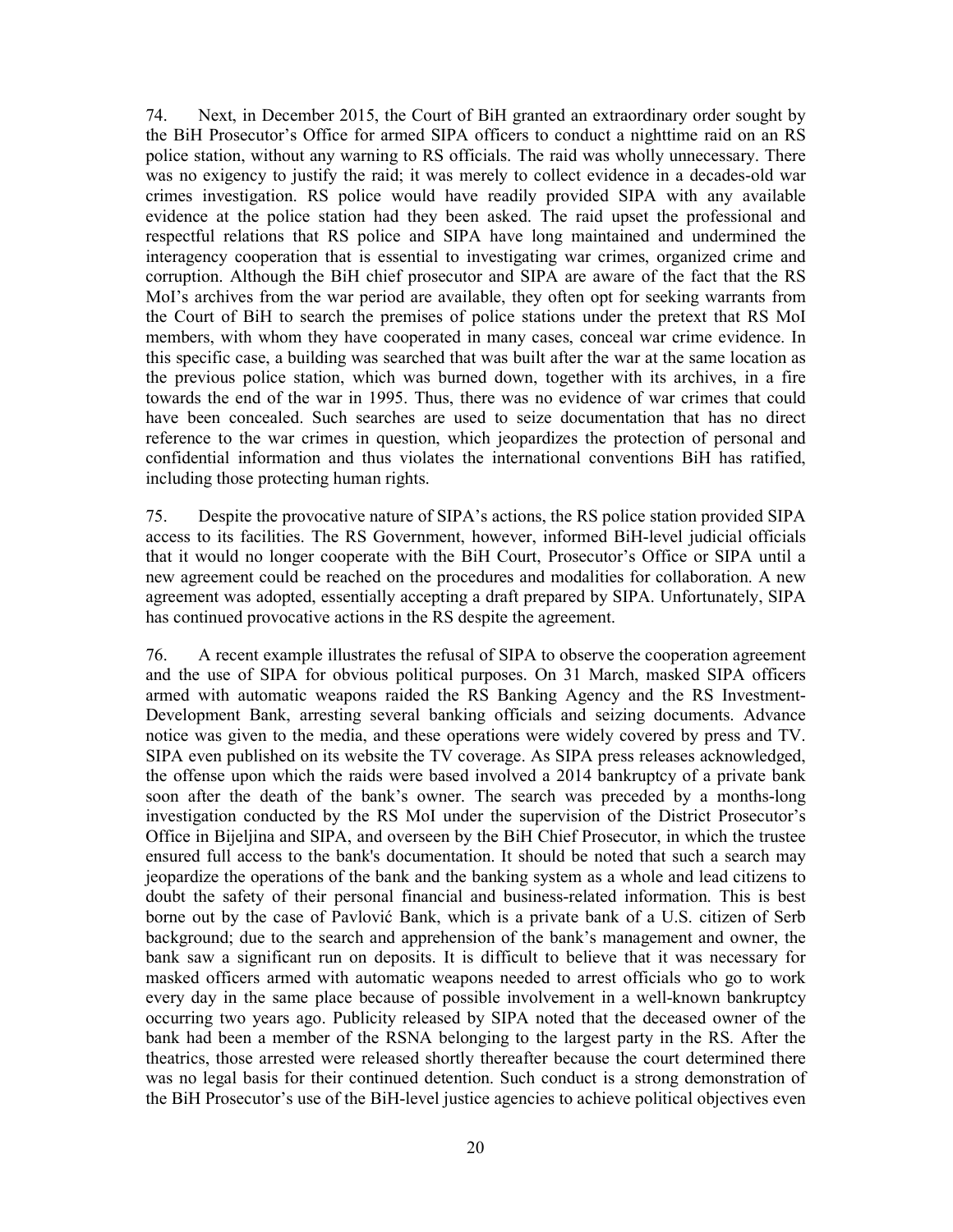74. Next, in December 2015, the Court of BiH granted an extraordinary order sought by the BiH Prosecutor's Office for armed SIPA officers to conduct a nighttime raid on an RS police station, without any warning to RS officials. The raid was wholly unnecessary. There was no exigency to justify the raid; it was merely to collect evidence in a decades-old war crimes investigation. RS police would have readily provided SIPA with any available evidence at the police station had they been asked. The raid upset the professional and respectful relations that RS police and SIPA have long maintained and undermined the interagency cooperation that is essential to investigating war crimes, organized crime and corruption. Although the BiH chief prosecutor and SIPA are aware of the fact that the RS MoI's archives from the war period are available, they often opt for seeking warrants from the Court of BiH to search the premises of police stations under the pretext that RS MoI members, with whom they have cooperated in many cases, conceal war crime evidence. In this specific case, a building was searched that was built after the war at the same location as the previous police station, which was burned down, together with its archives, in a fire towards the end of the war in 1995. Thus, there was no evidence of war crimes that could have been concealed. Such searches are used to seize documentation that has no direct reference to the war crimes in question, which jeopardizes the protection of personal and confidential information and thus violates the international conventions BiH has ratified, including those protecting human rights.

75. Despite the provocative nature of SIPA's actions, the RS police station provided SIPA access to its facilities. The RS Government, however, informed BiH-level judicial officials that it would no longer cooperate with the BiH Court, Prosecutor's Office or SIPA until a new agreement could be reached on the procedures and modalities for collaboration. A new agreement was adopted, essentially accepting a draft prepared by SIPA. Unfortunately, SIPA has continued provocative actions in the RS despite the agreement.

76. A recent example illustrates the refusal of SIPA to observe the cooperation agreement and the use of SIPA for obvious political purposes. On 31 March, masked SIPA officers armed with automatic weapons raided the RS Banking Agency and the RS Investment-Development Bank, arresting several banking officials and seizing documents. Advance notice was given to the media, and these operations were widely covered by press and TV. SIPA even published on its website the TV coverage. As SIPA press releases acknowledged, the offense upon which the raids were based involved a 2014 bankruptcy of a private bank soon after the death of the bank's owner. The search was preceded by a months-long investigation conducted by the RS MoI under the supervision of the District Prosecutor's Office in Bijeljina and SIPA, and overseen by the BiH Chief Prosecutor, in which the trustee ensured full access to the bank's documentation. It should be noted that such a search may jeopardize the operations of the bank and the banking system as a whole and lead citizens to doubt the safety of their personal financial and business-related information. This is best borne out by the case of Pavlović Bank, which is a private bank of a U.S. citizen of Serb background; due to the search and apprehension of the bank's management and owner, the bank saw a significant run on deposits. It is difficult to believe that it was necessary for masked officers armed with automatic weapons needed to arrest officials who go to work every day in the same place because of possible involvement in a well-known bankruptcy occurring two years ago. Publicity released by SIPA noted that the deceased owner of the bank had been a member of the RSNA belonging to the largest party in the RS. After the theatrics, those arrested were released shortly thereafter because the court determined there was no legal basis for their continued detention. Such conduct is a strong demonstration of the BiH Prosecutor's use of the BiH-level justice agencies to achieve political objectives even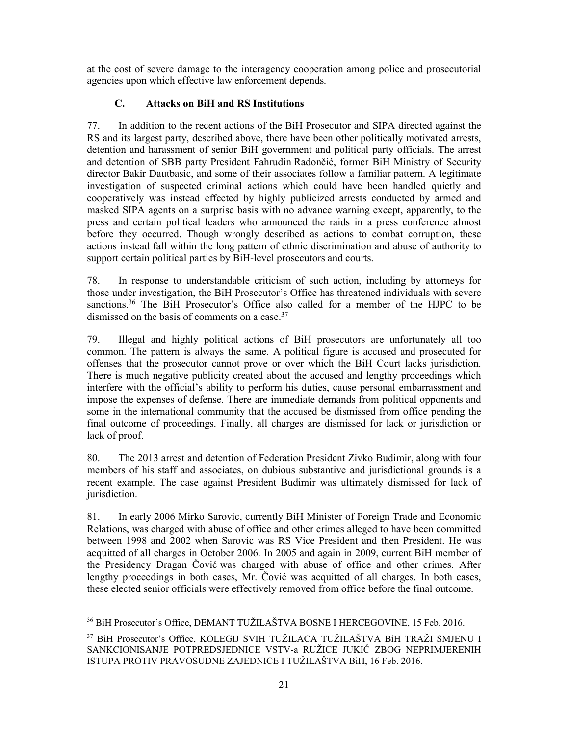at the cost of severe damage to the interagency cooperation among police and prosecutorial agencies upon which effective law enforcement depends.

### C. Attacks on BiH and RS Institutions

77. In addition to the recent actions of the BiH Prosecutor and SIPA directed against the RS and its largest party, described above, there have been other politically motivated arrests, detention and harassment of senior BiH government and political party officials. The arrest and detention of SBB party President Fahrudin Radončić, former BiH Ministry of Security director Bakir Dautbasic, and some of their associates follow a familiar pattern. A legitimate investigation of suspected criminal actions which could have been handled quietly and cooperatively was instead effected by highly publicized arrests conducted by armed and masked SIPA agents on a surprise basis with no advance warning except, apparently, to the press and certain political leaders who announced the raids in a press conference almost before they occurred. Though wrongly described as actions to combat corruption, these actions instead fall within the long pattern of ethnic discrimination and abuse of authority to support certain political parties by BiH-level prosecutors and courts.

78. In response to understandable criticism of such action, including by attorneys for those under investigation, the BiH Prosecutor's Office has threatened individuals with severe sanctions.[36] The BiH Prosecutor's Office also called for a member of the HJPC to be dismissed on the basis of comments on a case.[37]

79. Illegal and highly political actions of BiH prosecutors are unfortunately all too common. The pattern is always the same. A political figure is accused and prosecuted for offenses that the prosecutor cannot prove or over which the BiH Court lacks jurisdiction. There is much negative publicity created about the accused and lengthy proceedings which interfere with the official's ability to perform his duties, cause personal embarrassment and impose the expenses of defense. There are immediate demands from political opponents and some in the international community that the accused be dismissed from office pending the final outcome of proceedings. Finally, all charges are dismissed for lack or jurisdiction or lack of proof.

80. The 2013 arrest and detention of Federation President Zivko Budimir, along with four members of his staff and associates, on dubious substantive and jurisdictional grounds is a recent example. The case against President Budimir was ultimately dismissed for lack of jurisdiction.

81. In early 2006 Mirko Sarovic, currently BiH Minister of Foreign Trade and Economic Relations, was charged with abuse of office and other crimes alleged to have been committed between 1998 and 2002 when Sarovic was RS Vice President and then President. He was acquitted of all charges in October 2006. In 2005 and again in 2009, current BiH member of the Presidency Dragan Čović was charged with abuse of office and other crimes. After lengthy proceedings in both cases, Mr. Čović was acquitted of all charges. In both cases, these elected senior officials were effectively removed from office before the final outcome.

---

[36] BiH Prosecutor's Office, DEMANT TUŽILAŠTVA BOSNE I HERCEGOVINE, 15 Feb. 2016.

[37] BiH Prosecutor's Office, KOLEGIJ SVIH TUŽILACA TUŽILAŠTVA BiH TRAŽI SMJENU I SANKCIONISANJE POTPREDSJEDNICE VSTV-a RUŽICE JUKIĆ ZBOG NEPRIMJERENIH ISTUPA PROTIV PRAVOSUDNE ZAJEDNICE I TUŽILAŠTVA BiH, 16 Feb. 2016.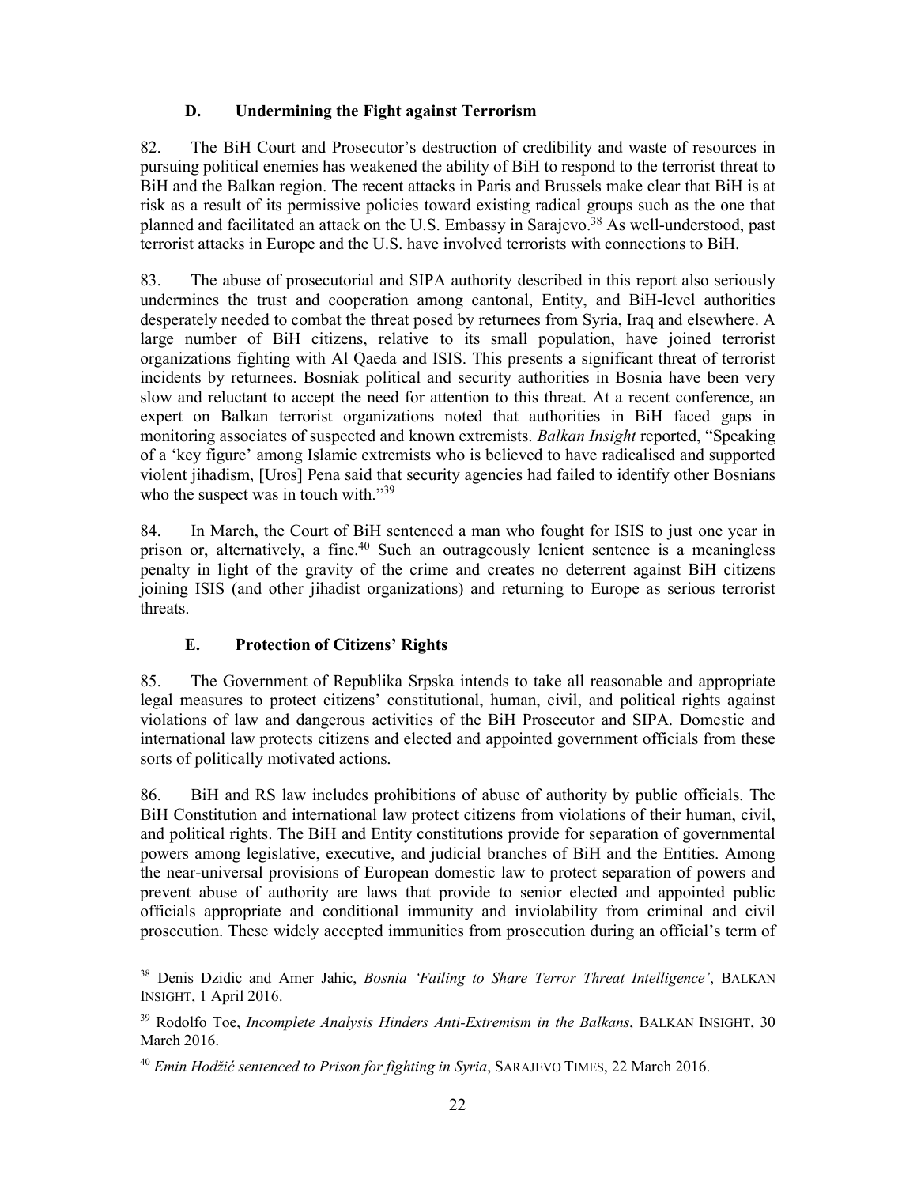### D. Undermining the Fight against Terrorism

82. The BiH Court and Prosecutor's destruction of credibility and waste of resources in pursuing political enemies has weakened the ability of BiH to respond to the terrorist threat to BiH and the Balkan region. The recent attacks in Paris and Brussels make clear that BiH is at risk as a result of its permissive policies toward existing radical groups such as the one that planned and facilitated an attack on the U.S. Embassy in Sarajevo.[38] As well-understood, past terrorist attacks in Europe and the U.S. have involved terrorists with connections to BiH.

83. The abuse of prosecutorial and SIPA authority described in this report also seriously undermines the trust and cooperation among cantonal, Entity, and BiH-level authorities desperately needed to combat the threat posed by returnees from Syria, Iraq and elsewhere. A large number of BiH citizens, relative to its small population, have joined terrorist organizations fighting with Al Qaeda and ISIS. This presents a significant threat of terrorist incidents by returnees. Bosniak political and security authorities in Bosnia have been very slow and reluctant to accept the need for attention to this threat. At a recent conference, an expert on Balkan terrorist organizations noted that authorities in BiH faced gaps in monitoring associates of suspected and known extremists. *Balkan Insight* reported, "Speaking of a 'key figure' among Islamic extremists who is believed to have radicalised and supported violent jihadism, [Uros] Pena said that security agencies had failed to identify other Bosnians who the suspect was in touch with."[39]

84. In March, the Court of BiH sentenced a man who fought for ISIS to just one year in prison or, alternatively, a fine.[40] Such an outrageously lenient sentence is a meaningless penalty in light of the gravity of the crime and creates no deterrent against BiH citizens joining ISIS (and other jihadist organizations) and returning to Europe as serious terrorist threats.

### E. Protection of Citizens' Rights

85. The Government of Republika Srpska intends to take all reasonable and appropriate legal measures to protect citizens' constitutional, human, civil, and political rights against violations of law and dangerous activities of the BiH Prosecutor and SIPA. Domestic and international law protects citizens and elected and appointed government officials from these sorts of politically motivated actions.

86. BiH and RS law includes prohibitions of abuse of authority by public officials. The BiH Constitution and international law protect citizens from violations of their human, civil, and political rights. The BiH and Entity constitutions provide for separation of governmental powers among legislative, executive, and judicial branches of BiH and the Entities. Among the near-universal provisions of European domestic law to protect separation of powers and prevent abuse of authority are laws that provide to senior elected and appointed public officials appropriate and conditional immunity and inviolability from criminal and civil prosecution. These widely accepted immunities from prosecution during an official's term of

---

[38] Denis Dzidic and Amer Jahic, *Bosnia 'Failing to Share Terror Threat Intelligence'*, BALKAN INSIGHT, 1 April 2016.

[39] Rodolfo Toe, *Incomplete Analysis Hinders Anti-Extremism in the Balkans*, BALKAN INSIGHT, 30 March 2016.

[40] *Emin Hodžić sentenced to Prison for fighting in Syria*, SARAJEVO TIMES, 22 March 2016.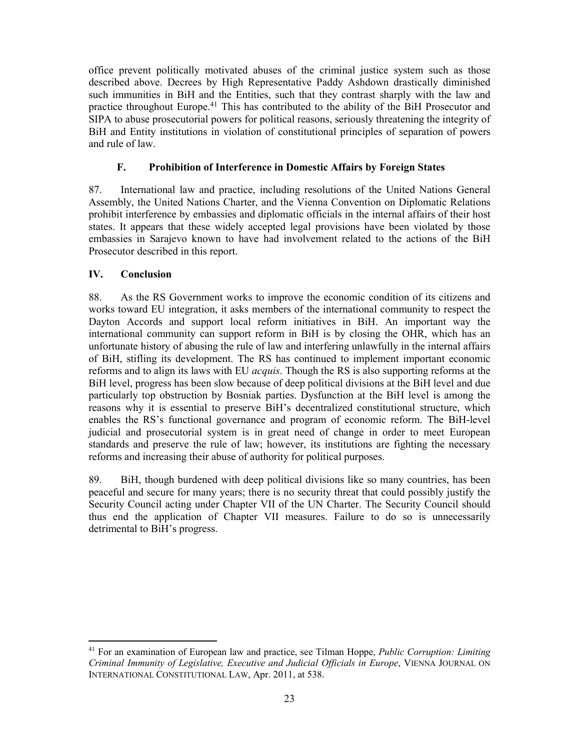office prevent politically motivated abuses of the criminal justice system such as those described above. Decrees by High Representative Paddy Ashdown drastically diminished such immunities in BiH and the Entities, such that they contrast sharply with the law and practice throughout Europe.[41] This has contributed to the ability of the BiH Prosecutor and SIPA to abuse prosecutorial powers for political reasons, seriously threatening the integrity of BiH and Entity institutions in violation of constitutional principles of separation of powers and rule of law.

### F. Prohibition of Interference in Domestic Affairs by Foreign States

87. International law and practice, including resolutions of the United Nations General Assembly, the United Nations Charter, and the Vienna Convention on Diplomatic Relations prohibit interference by embassies and diplomatic officials in the internal affairs of their host states. It appears that these widely accepted legal provisions have been violated by those embassies in Sarajevo known to have had involvement related to the actions of the BiH Prosecutor described in this report.

## IV. Conclusion

88. As the RS Government works to improve the economic condition of its citizens and works toward EU integration, it asks members of the international community to respect the Dayton Accords and support local reform initiatives in BiH. An important way the international community can support reform in BiH is by closing the OHR, which has an unfortunate history of abusing the rule of law and interfering unlawfully in the internal affairs of BiH, stifling its development. The RS has continued to implement important economic reforms and to align its laws with EU *acquis*. Though the RS is also supporting reforms at the BiH level, progress has been slow because of deep political divisions at the BiH level and due particularly top obstruction by Bosniak parties. Dysfunction at the BiH level is among the reasons why it is essential to preserve BiH's decentralized constitutional structure, which enables the RS's functional governance and program of economic reform. The BiH-level judicial and prosecutorial system is in great need of change in order to meet European standards and preserve the rule of law; however, its institutions are fighting the necessary reforms and increasing their abuse of authority for political purposes.

89. BiH, though burdened with deep political divisions like so many countries, has been peaceful and secure for many years; there is no security threat that could possibly justify the Security Council acting under Chapter VII of the UN Charter. The Security Council should thus end the application of Chapter VII measures. Failure to do so is unnecessarily detrimental to BiH's progress.

---

[41] For an examination of European law and practice, see Tilman Hoppe, *Public Corruption: Limiting Criminal Immunity of Legislative, Executive and Judicial Officials in Europe*, VIENNA JOURNAL ON INTERNATIONAL CONSTITUTIONAL LAW, Apr. 2011, at 538.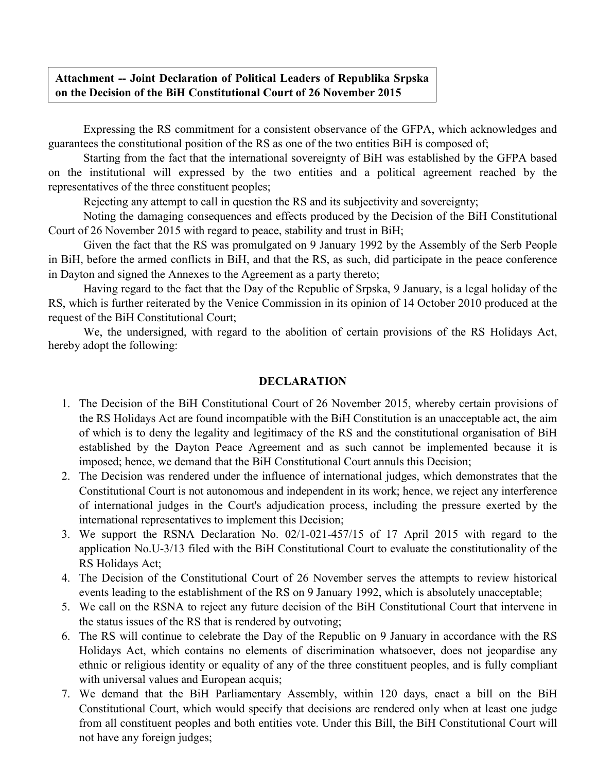**Attachment -- Joint Declaration of Political Leaders of Republika Srpska on the Decision of the BiH Constitutional Court of 26 November 2015**

Expressing the RS commitment for a consistent observance of the GFPA, which acknowledges and guarantees the constitutional position of the RS as one of the two entities BiH is composed of;

Starting from the fact that the international sovereignty of BiH was established by the GFPA based on the institutional will expressed by the two entities and a political agreement reached by the representatives of the three constituent peoples;

Rejecting any attempt to call in question the RS and its subjectivity and sovereignty;

Noting the damaging consequences and effects produced by the Decision of the BiH Constitutional Court of 26 November 2015 with regard to peace, stability and trust in BiH;

Given the fact that the RS was promulgated on 9 January 1992 by the Assembly of the Serb People in BiH, before the armed conflicts in BiH, and that the RS, as such, did participate in the peace conference in Dayton and signed the Annexes to the Agreement as a party thereto;

Having regard to the fact that the Day of the Republic of Srpska, 9 January, is a legal holiday of the RS, which is further reiterated by the Venice Commission in its opinion of 14 October 2010 produced at the request of the BiH Constitutional Court;

We, the undersigned, with regard to the abolition of certain provisions of the RS Holidays Act, hereby adopt the following:

## DECLARATION

1. The Decision of the BiH Constitutional Court of 26 November 2015, whereby certain provisions of the RS Holidays Act are found incompatible with the BiH Constitution is an unacceptable act, the aim of which is to deny the legality and legitimacy of the RS and the constitutional organisation of BiH established by the Dayton Peace Agreement and as such cannot be implemented because it is imposed; hence, we demand that the BiH Constitutional Court annuls this Decision;
2. The Decision was rendered under the influence of international judges, which demonstrates that the Constitutional Court is not autonomous and independent in its work; hence, we reject any interference of international judges in the Court's adjudication process, including the pressure exerted by the international representatives to implement this Decision;
3. We support the RSNA Declaration No. 02/1-021-457/15 of 17 April 2015 with regard to the application No.U-3/13 filed with the BiH Constitutional Court to evaluate the constitutionality of the RS Holidays Act;
4. The Decision of the Constitutional Court of 26 November serves the attempts to review historical events leading to the establishment of the RS on 9 January 1992, which is absolutely unacceptable;
5. We call on the RSNA to reject any future decision of the BiH Constitutional Court that intervene in the status issues of the RS that is rendered by outvoting;
6. The RS will continue to celebrate the Day of the Republic on 9 January in accordance with the RS Holidays Act, which contains no elements of discrimination whatsoever, does not jeopardise any ethnic or religious identity or equality of any of the three constituent peoples, and is fully compliant with universal values and European acquis;
7. We demand that the BiH Parliamentary Assembly, within 120 days, enact a bill on the BiH Constitutional Court, which would specify that decisions are rendered only when at least one judge from all constituent peoples and both entities vote. Under this Bill, the BiH Constitutional Court will not have any foreign judges;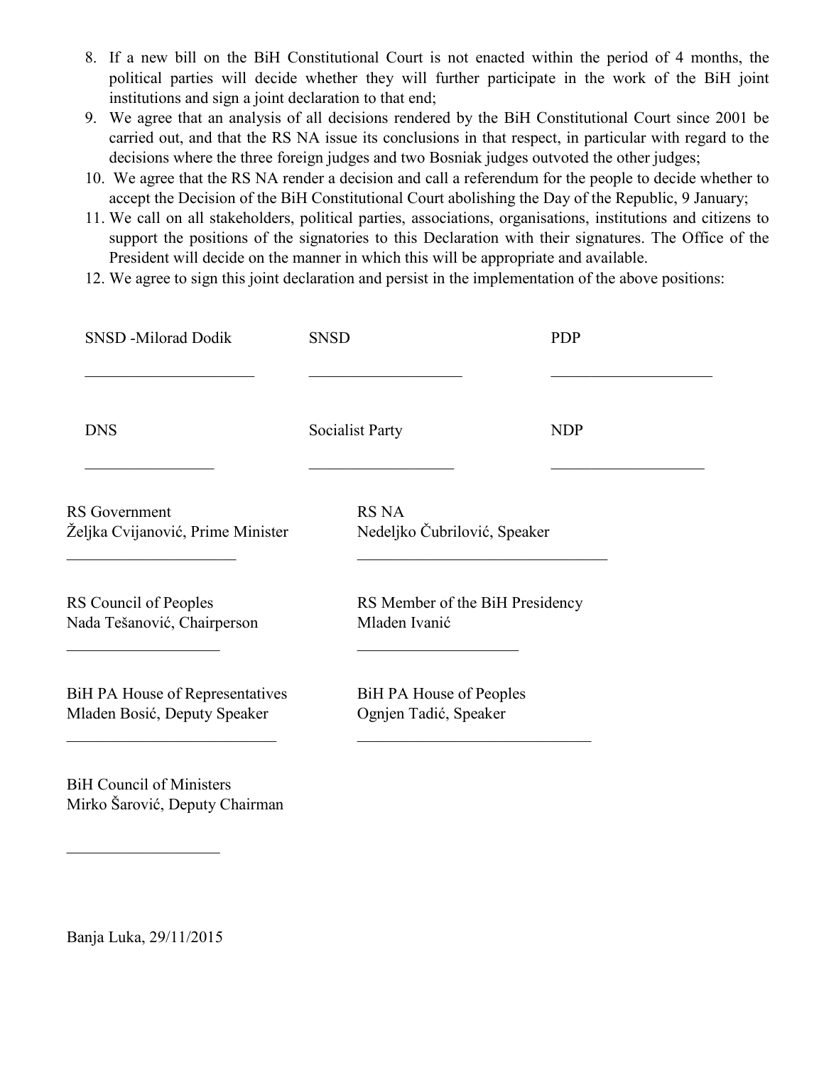8. If a new bill on the BiH Constitutional Court is not enacted within the period of 4 months, the political parties will decide whether they will further participate in the work of the BiH joint institutions and sign a joint declaration to that end;
9. We agree that an analysis of all decisions rendered by the BiH Constitutional Court since 2001 be carried out, and that the RS NA issue its conclusions in that respect, in particular with regard to the decisions where the three foreign judges and two Bosniak judges outvoted the other judges;
10. We agree that the RS NA render a decision and call a referendum for the people to decide whether to accept the Decision of the BiH Constitutional Court abolishing the Day of the Republic, 9 January;
11. We call on all stakeholders, political parties, associations, organisations, institutions and citizens to support the positions of the signatories to this Declaration with their signatures. The Office of the President will decide on the manner in which this will be appropriate and available.
12. We agree to sign this joint declaration and persist in the implementation of the above positions:

SNSD -Milorad Dodik

______________________

SNSD

______________________

PDP

______________________

DNS

______________________

Socialist Party

______________________

NDP

______________________

RS Government
Željka Cvijanović, Prime Minister

______________________

RS NA
Nedeljko Čubrilović, Speaker

______________________

RS Council of Peoples
Nada Tešanović, Chairperson

______________________

RS Member of the BiH Presidency
Mladen Ivanić

______________________

BiH PA House of Representatives
Mladen Bosić, Deputy Speaker

______________________

BiH PA House of Peoples
Ognjen Tadić, Speaker

______________________

BiH Council of Ministers
Mirko Šarović, Deputy Chairman

______________________

Banja Luka, 29/11/2015